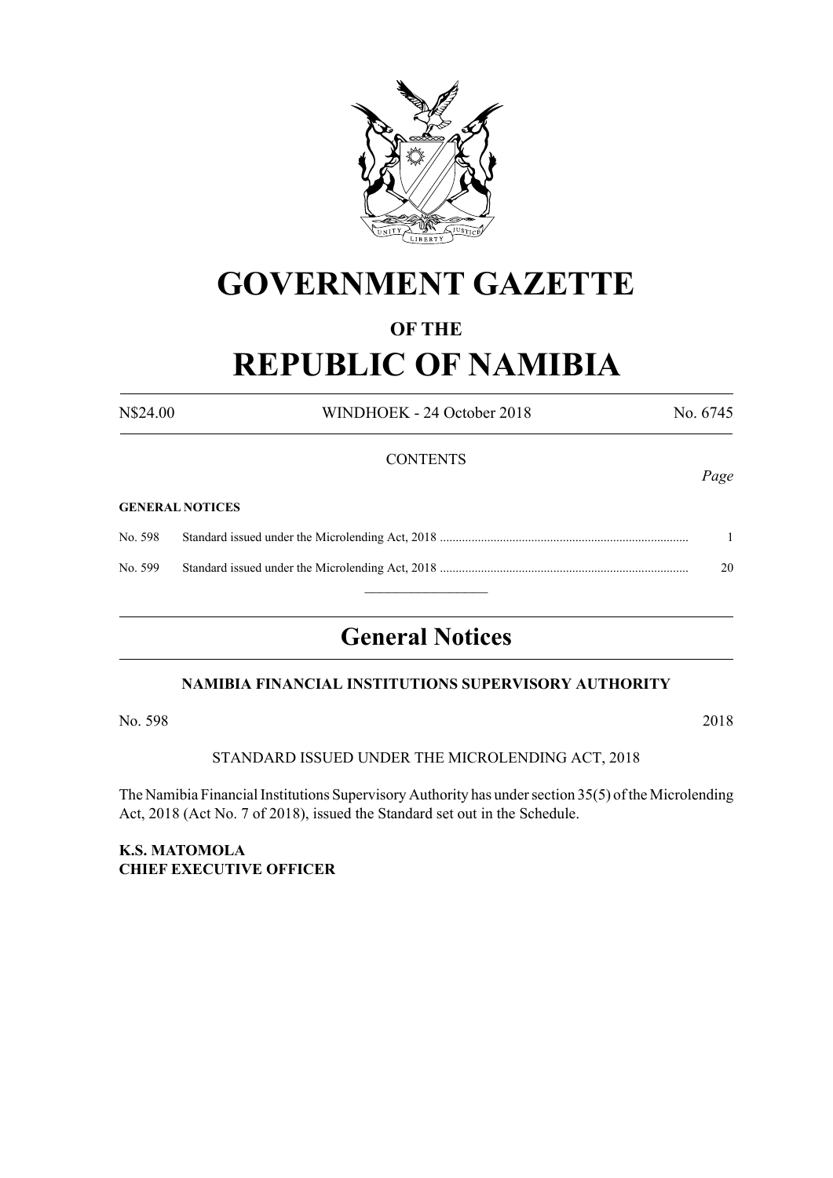# GOVERNMENT GAZETTE

### OF THE

# REPUBLIC OF NAMIBIA

N$24.00 WINDHOEK - 24 October 2018 No. 6745

CONTENTS

*Page*

**GENERAL NOTICES**

| | | |
|---|---|---|
| No. 598 | Standard issued under the Microlending Act, 2018 | 1 |
| No. 599 | Standard issued under the Microlending Act, 2018 | 20 |

## General Notices

**NAMIBIA FINANCIAL INSTITUTIONS SUPERVISORY AUTHORITY**

No. 598 2018

STANDARD ISSUED UNDER THE MICROLENDING ACT, 2018

The Namibia Financial Institutions Supervisory Authority has under section 35(5) of the Microlending Act, 2018 (Act No. 7 of 2018), issued the Standard set out in the Schedule.

**K.S. MATOMOLA**
**CHIEF EXECUTIVE OFFICER**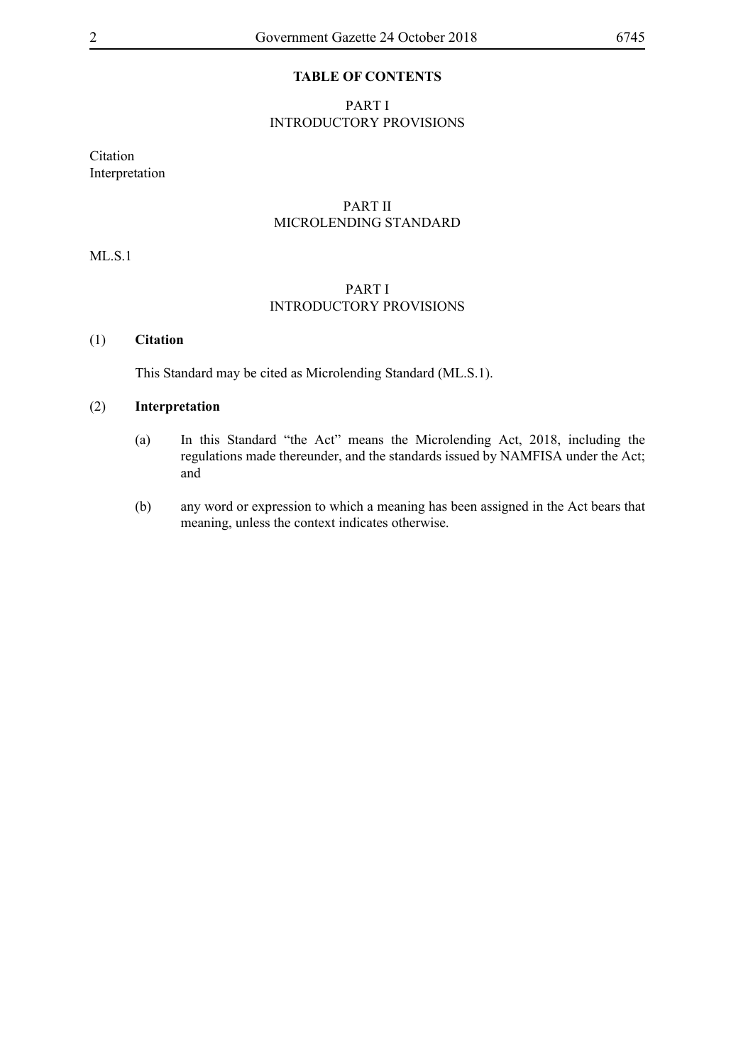**TABLE OF CONTENTS**

PART I
INTRODUCTORY PROVISIONS

Citation
Interpretation

PART II
MICROLENDING STANDARD

ML.S.1

## PART I
## INTRODUCTORY PROVISIONS

(1) **Citation**

This Standard may be cited as Microlending Standard (ML.S.1).

(2) **Interpretation**

(a) In this Standard "the Act" means the Microlending Act, 2018, including the regulations made thereunder, and the standards issued by NAMFISA under the Act; and

(b) any word or expression to which a meaning has been assigned in the Act bears that meaning, unless the context indicates otherwise.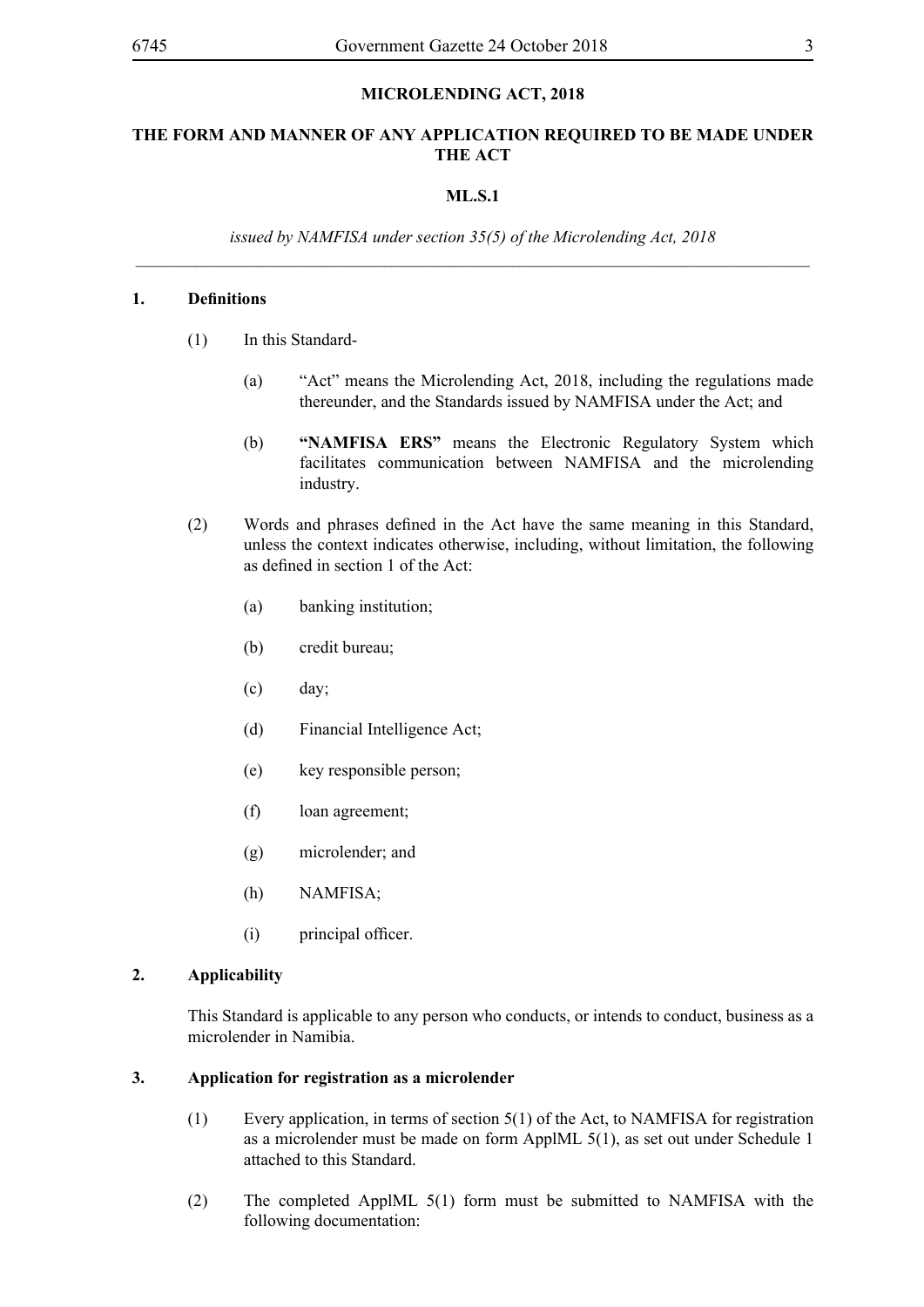# MICROLENDING ACT, 2018

## THE FORM AND MANNER OF ANY APPLICATION REQUIRED TO BE MADE UNDER THE ACT

## ML.S.1

*issued by NAMFISA under section 35(5) of the Microlending Act, 2018*

---

### 1. Definitions

(1) In this Standard-

(a) "Act" means the Microlending Act, 2018, including the regulations made thereunder, and the Standards issued by NAMFISA under the Act; and

(b) **"NAMFISA ERS"** means the Electronic Regulatory System which facilitates communication between NAMFISA and the microlending industry.

(2) Words and phrases defined in the Act have the same meaning in this Standard, unless the context indicates otherwise, including, without limitation, the following as defined in section 1 of the Act:

(a) banking institution;

(b) credit bureau;

(c) day;

(d) Financial Intelligence Act;

(e) key responsible person;

(f) loan agreement;

(g) microlender; and

(h) NAMFISA;

(i) principal officer.

### 2. Applicability

This Standard is applicable to any person who conducts, or intends to conduct, business as a microlender in Namibia.

### 3. Application for registration as a microlender

(1) Every application, in terms of section 5(1) of the Act, to NAMFISA for registration as a microlender must be made on form ApplML 5(1), as set out under Schedule 1 attached to this Standard.

(2) The completed ApplML 5(1) form must be submitted to NAMFISA with the following documentation: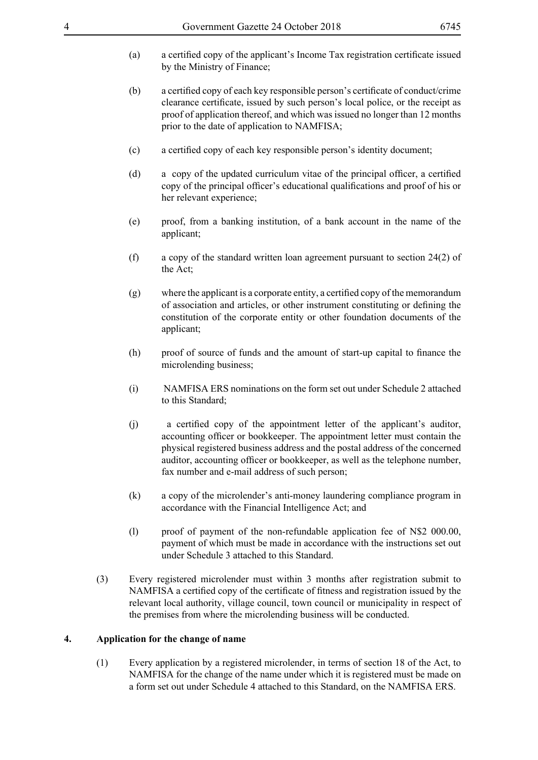(a) a certified copy of the applicant's Income Tax registration certificate issued by the Ministry of Finance;

(b) a certified copy of each key responsible person's certificate of conduct/crime clearance certificate, issued by such person's local police, or the receipt as proof of application thereof, and which was issued no longer than 12 months prior to the date of application to NAMFISA;

(c) a certified copy of each key responsible person's identity document;

(d) a copy of the updated curriculum vitae of the principal officer, a certified copy of the principal officer's educational qualifications and proof of his or her relevant experience;

(e) proof, from a banking institution, of a bank account in the name of the applicant;

(f) a copy of the standard written loan agreement pursuant to section 24(2) of the Act;

(g) where the applicant is a corporate entity, a certified copy of the memorandum of association and articles, or other instrument constituting or defining the constitution of the corporate entity or other foundation documents of the applicant;

(h) proof of source of funds and the amount of start-up capital to finance the microlending business;

(i) NAMFISA ERS nominations on the form set out under Schedule 2 attached to this Standard;

(j) a certified copy of the appointment letter of the applicant's auditor, accounting officer or bookkeeper. The appointment letter must contain the physical registered business address and the postal address of the concerned auditor, accounting officer or bookkeeper, as well as the telephone number, fax number and e-mail address of such person;

(k) a copy of the microlender's anti-money laundering compliance program in accordance with the Financial Intelligence Act; and

(l) proof of payment of the non-refundable application fee of N$2 000.00, payment of which must be made in accordance with the instructions set out under Schedule 3 attached to this Standard.

(3) Every registered microlender must within 3 months after registration submit to NAMFISA a certified copy of the certificate of fitness and registration issued by the relevant local authority, village council, town council or municipality in respect of the premises from where the microlending business will be conducted.

## 4. Application for the change of name

(1) Every application by a registered microlender, in terms of section 18 of the Act, to NAMFISA for the change of the name under which it is registered must be made on a form set out under Schedule 4 attached to this Standard, on the NAMFISA ERS.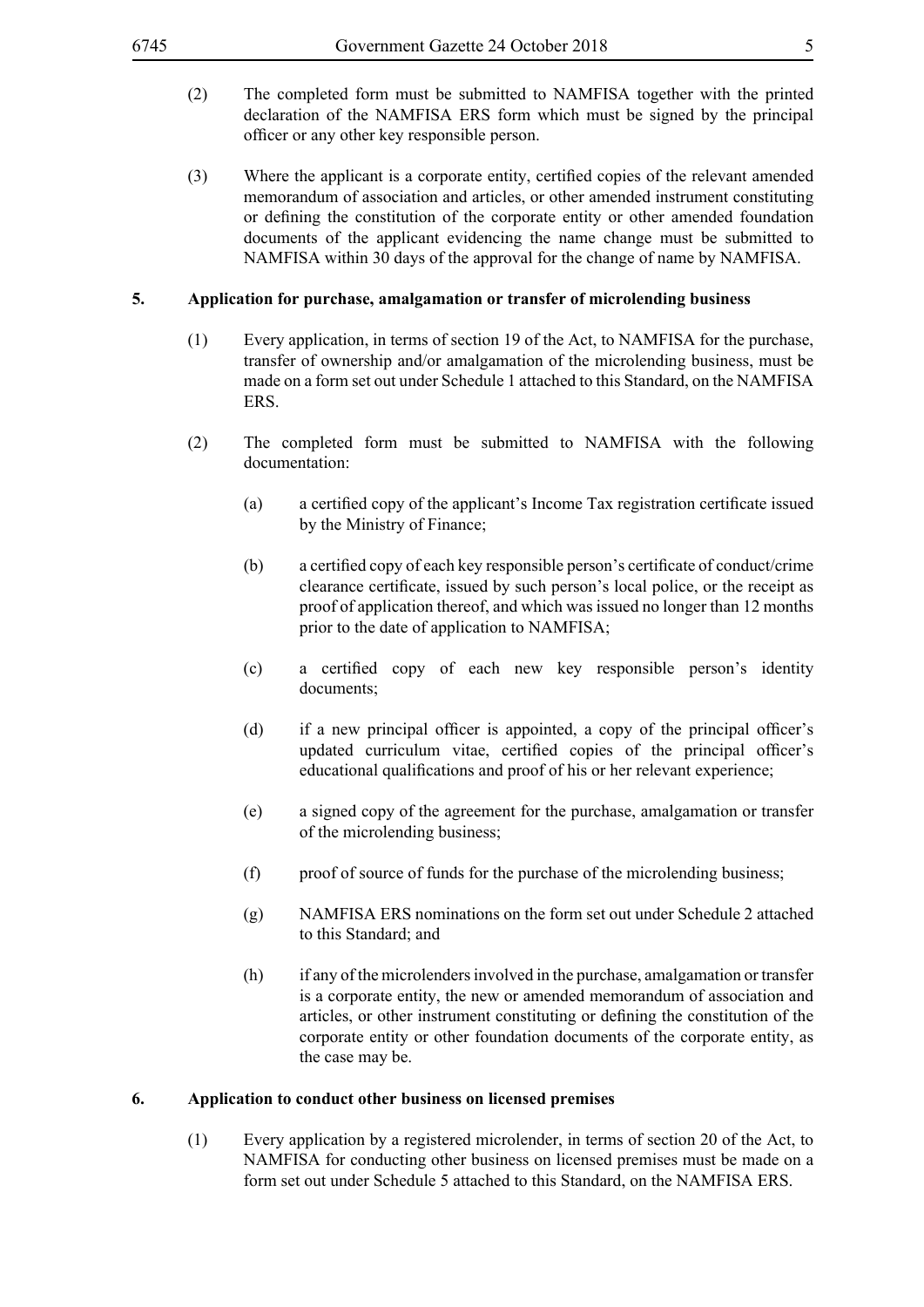(2) The completed form must be submitted to NAMFISA together with the printed declaration of the NAMFISA ERS form which must be signed by the principal officer or any other key responsible person.

(3) Where the applicant is a corporate entity, certified copies of the relevant amended memorandum of association and articles, or other amended instrument constituting or defining the constitution of the corporate entity or other amended foundation documents of the applicant evidencing the name change must be submitted to NAMFISA within 30 days of the approval for the change of name by NAMFISA.

**5. Application for purchase, amalgamation or transfer of microlending business**

(1) Every application, in terms of section 19 of the Act, to NAMFISA for the purchase, transfer of ownership and/or amalgamation of the microlending business, must be made on a form set out under Schedule 1 attached to this Standard, on the NAMFISA ERS.

(2) The completed form must be submitted to NAMFISA with the following documentation:

(a) a certified copy of the applicant's Income Tax registration certificate issued by the Ministry of Finance;

(b) a certified copy of each key responsible person's certificate of conduct/crime clearance certificate, issued by such person's local police, or the receipt as proof of application thereof, and which was issued no longer than 12 months prior to the date of application to NAMFISA;

(c) a certified copy of each new key responsible person's identity documents;

(d) if a new principal officer is appointed, a copy of the principal officer's updated curriculum vitae, certified copies of the principal officer's educational qualifications and proof of his or her relevant experience;

(e) a signed copy of the agreement for the purchase, amalgamation or transfer of the microlending business;

(f) proof of source of funds for the purchase of the microlending business;

(g) NAMFISA ERS nominations on the form set out under Schedule 2 attached to this Standard; and

(h) if any of the microlenders involved in the purchase, amalgamation or transfer is a corporate entity, the new or amended memorandum of association and articles, or other instrument constituting or defining the constitution of the corporate entity or other foundation documents of the corporate entity, as the case may be.

**6. Application to conduct other business on licensed premises**

(1) Every application by a registered microlender, in terms of section 20 of the Act, to NAMFISA for conducting other business on licensed premises must be made on a form set out under Schedule 5 attached to this Standard, on the NAMFISA ERS.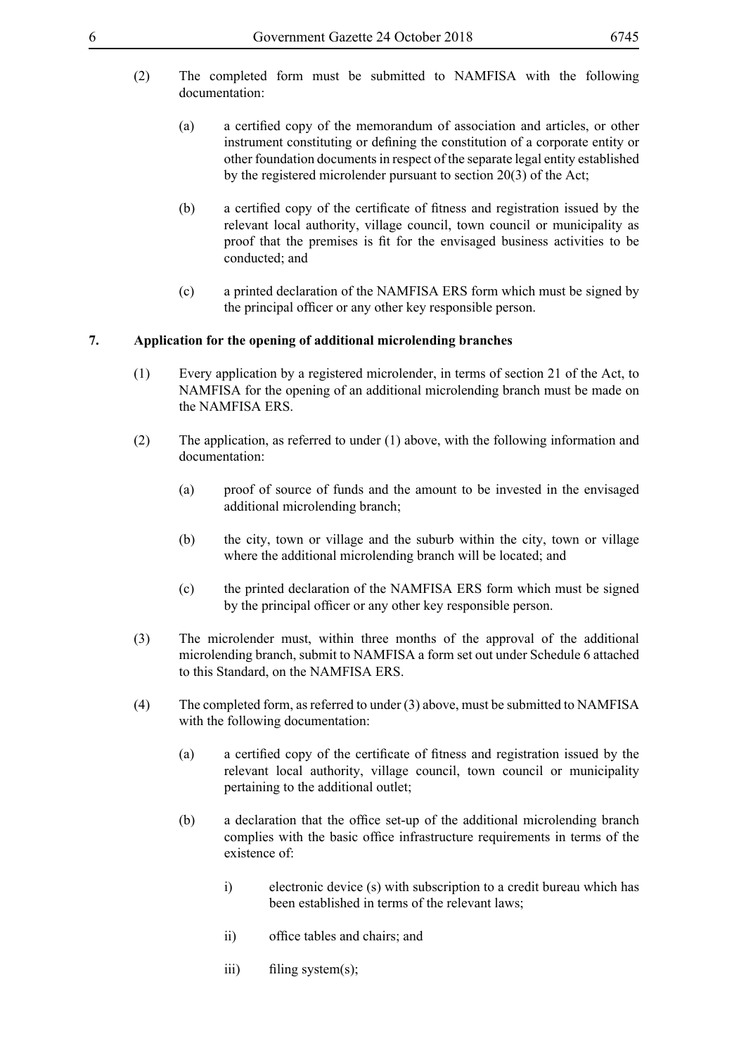(2) The completed form must be submitted to NAMFISA with the following documentation:

(a) a certified copy of the memorandum of association and articles, or other instrument constituting or defining the constitution of a corporate entity or other foundation documents in respect of the separate legal entity established by the registered microlender pursuant to section 20(3) of the Act;

(b) a certified copy of the certificate of fitness and registration issued by the relevant local authority, village council, town council or municipality as proof that the premises is fit for the envisaged business activities to be conducted; and

(c) a printed declaration of the NAMFISA ERS form which must be signed by the principal officer or any other key responsible person.

**7. Application for the opening of additional microlending branches**

(1) Every application by a registered microlender, in terms of section 21 of the Act, to NAMFISA for the opening of an additional microlending branch must be made on the NAMFISA ERS.

(2) The application, as referred to under (1) above, with the following information and documentation:

(a) proof of source of funds and the amount to be invested in the envisaged additional microlending branch;

(b) the city, town or village and the suburb within the city, town or village where the additional microlending branch will be located; and

(c) the printed declaration of the NAMFISA ERS form which must be signed by the principal officer or any other key responsible person.

(3) The microlender must, within three months of the approval of the additional microlending branch, submit to NAMFISA a form set out under Schedule 6 attached to this Standard, on the NAMFISA ERS.

(4) The completed form, as referred to under (3) above, must be submitted to NAMFISA with the following documentation:

(a) a certified copy of the certificate of fitness and registration issued by the relevant local authority, village council, town council or municipality pertaining to the additional outlet;

(b) a declaration that the office set-up of the additional microlending branch complies with the basic office infrastructure requirements in terms of the existence of:

i) electronic device (s) with subscription to a credit bureau which has been established in terms of the relevant laws;

ii) office tables and chairs; and

iii) filing system(s);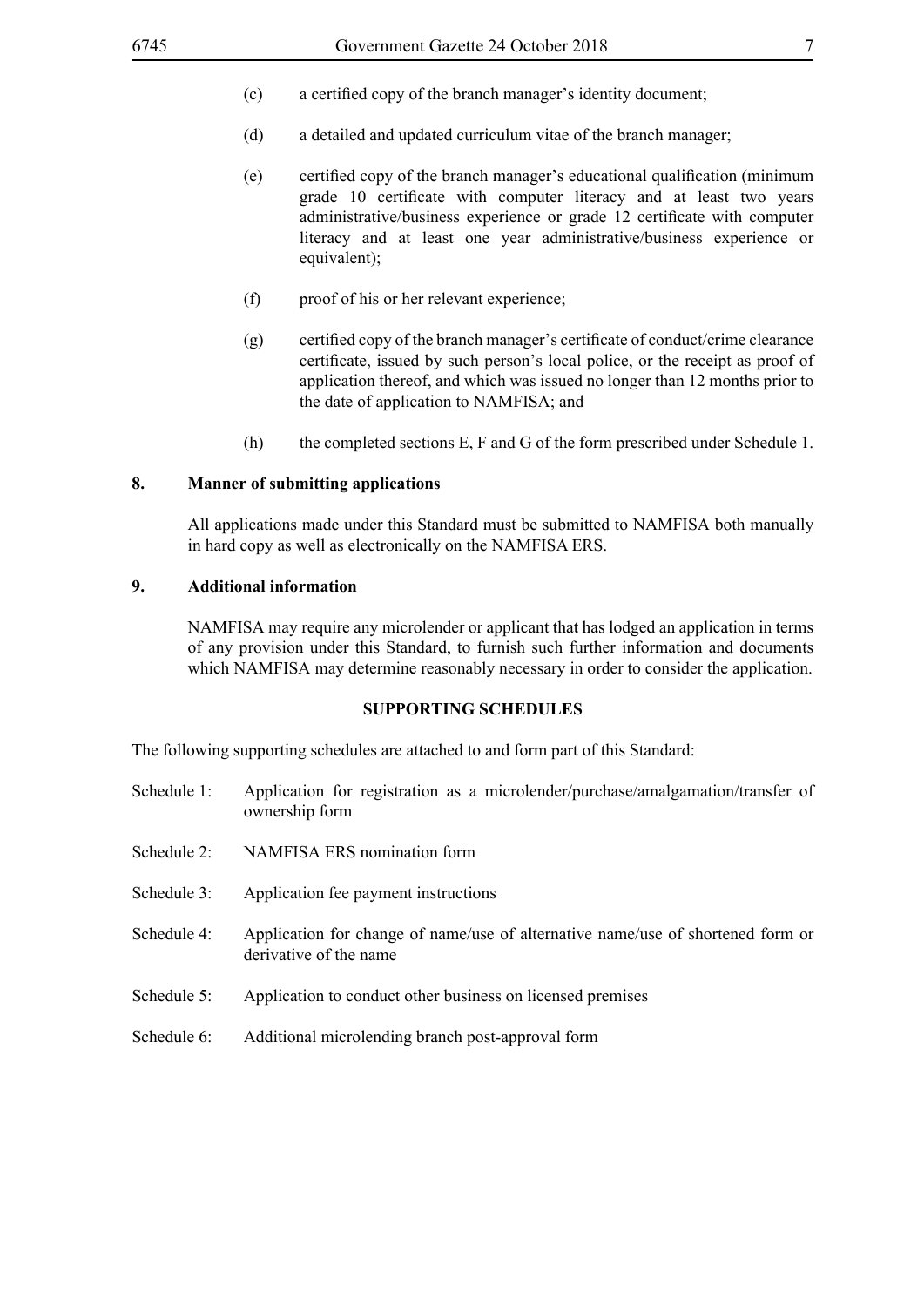(c) a certified copy of the branch manager's identity document;

(d) a detailed and updated curriculum vitae of the branch manager;

(e) certified copy of the branch manager's educational qualification (minimum grade 10 certificate with computer literacy and at least two years administrative/business experience or grade 12 certificate with computer literacy and at least one year administrative/business experience or equivalent);

(f) proof of his or her relevant experience;

(g) certified copy of the branch manager's certificate of conduct/crime clearance certificate, issued by such person's local police, or the receipt as proof of application thereof, and which was issued no longer than 12 months prior to the date of application to NAMFISA; and

(h) the completed sections E, F and G of the form prescribed under Schedule 1.

**8. Manner of submitting applications**

All applications made under this Standard must be submitted to NAMFISA both manually in hard copy as well as electronically on the NAMFISA ERS.

**9. Additional information**

NAMFISA may require any microlender or applicant that has lodged an application in terms of any provision under this Standard, to furnish such further information and documents which NAMFISA may determine reasonably necessary in order to consider the application.

**SUPPORTING SCHEDULES**

The following supporting schedules are attached to and form part of this Standard:

Schedule 1: Application for registration as a microlender/purchase/amalgamation/transfer of ownership form

Schedule 2: NAMFISA ERS nomination form

Schedule 3: Application fee payment instructions

Schedule 4: Application for change of name/use of alternative name/use of shortened form or derivative of the name

Schedule 5: Application to conduct other business on licensed premises

Schedule 6: Additional microlending branch post-approval form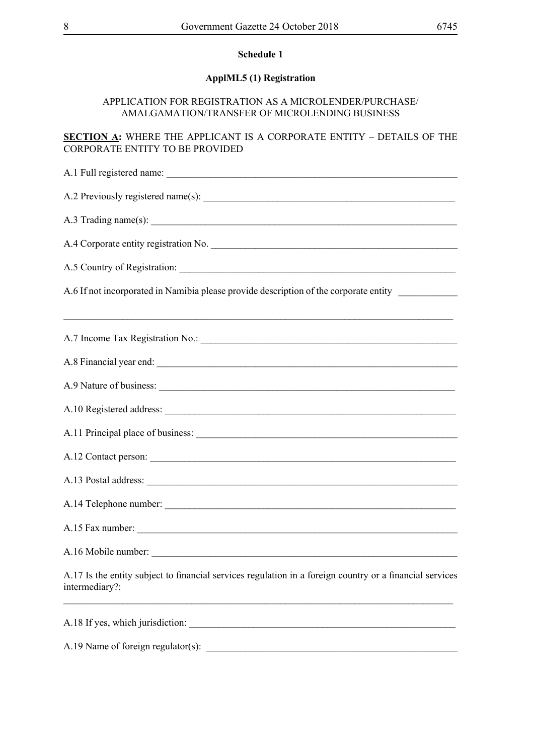**Schedule 1**

**ApplML5 (1) Registration**

APPLICATION FOR REGISTRATION AS A MICROLENDER/PURCHASE/ AMALGAMATION/TRANSFER OF MICROLENDING BUSINESS

**SECTION A:** WHERE THE APPLICANT IS A CORPORATE ENTITY – DETAILS OF THE CORPORATE ENTITY TO BE PROVIDED

A.1 Full registered name: ___________________________________________________________

A.2 Previously registered name(s): ____________________________________________________

A.3 Trading name(s): _______________________________________________________________

A.4 Corporate entity registration No. __________________________________________________

A.5 Country of Registration: _________________________________________________________

A.6 If not incorporated in Namibia please provide description of the corporate entity ___________

_______________________________________________________________________________

A.7 Income Tax Registration No.: _____________________________________________________

A.8 Financial year end: _____________________________________________________________

A.9 Nature of business: ____________________________________________________________

A.10 Registered address: ____________________________________________________________

A.11 Principal place of business: _____________________________________________________

A.12 Contact person: _______________________________________________________________

A.13 Postal address: _______________________________________________________________

A.14 Telephone number: ____________________________________________________________

A.15 Fax number: _________________________________________________________________

A.16 Mobile number: ______________________________________________________________

A.17 Is the entity subject to financial services regulation in a foreign country or a financial services intermediary?:

_______________________________________________________________________________

A.18 If yes, which jurisdiction: _______________________________________________________

A.19 Name of foreign regulator(s): ____________________________________________________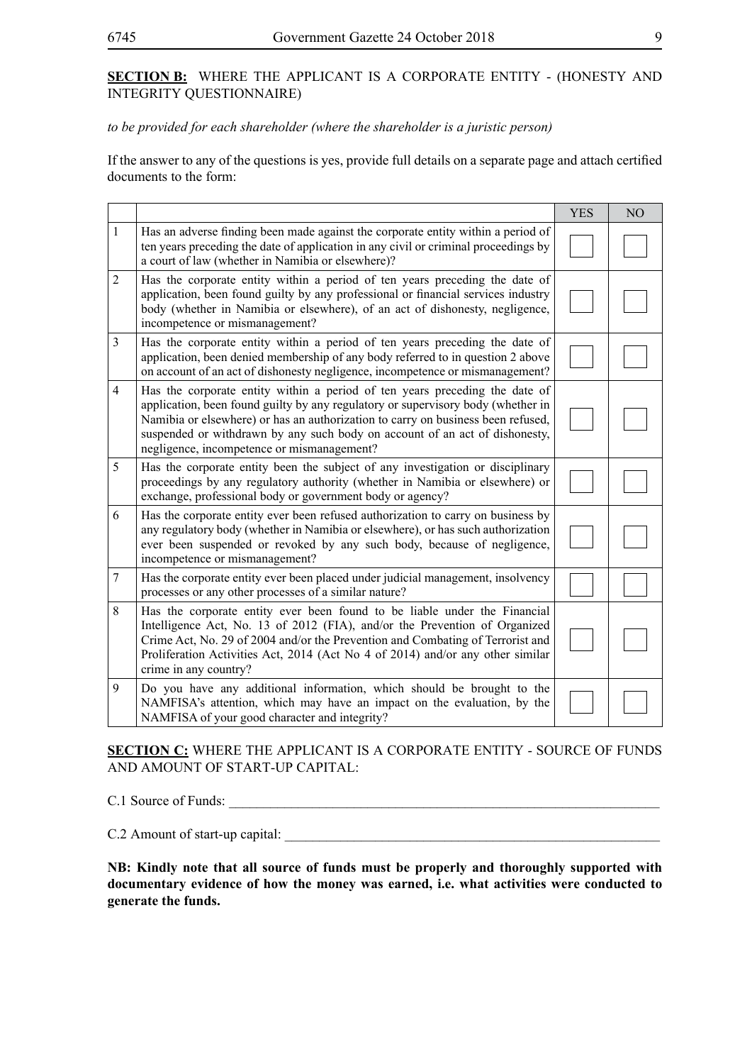**SECTION B:** WHERE THE APPLICANT IS A CORPORATE ENTITY - (HONESTY AND INTEGRITY QUESTIONNAIRE)

*to be provided for each shareholder (where the shareholder is a juristic person)*

If the answer to any of the questions is yes, provide full details on a separate page and attach certified documents to the form:

| | | YES | NO |
|---|---|---|---|
| 1 | Has an adverse finding been made against the corporate entity within a period of ten years preceding the date of application in any civil or criminal proceedings by a court of law (whether in Namibia or elsewhere)? | ☐ | ☐ |
| 2 | Has the corporate entity within a period of ten years preceding the date of application, been found guilty by any professional or financial services industry body (whether in Namibia or elsewhere), of an act of dishonesty, negligence, incompetence or mismanagement? | ☐ | ☐ |
| 3 | Has the corporate entity within a period of ten years preceding the date of application, been denied membership of any body referred to in question 2 above on account of an act of dishonesty negligence, incompetence or mismanagement? | ☐ | ☐ |
| 4 | Has the corporate entity within a period of ten years preceding the date of application, been found guilty by any regulatory or supervisory body (whether in Namibia or elsewhere) or has an authorization to carry on business been refused, suspended or withdrawn by any such body on account of an act of dishonesty, negligence, incompetence or mismanagement? | ☐ | ☐ |
| 5 | Has the corporate entity been the subject of any investigation or disciplinary proceedings by any regulatory authority (whether in Namibia or elsewhere) or exchange, professional body or government body or agency? | ☐ | ☐ |
| 6 | Has the corporate entity ever been refused authorization to carry on business by any regulatory body (whether in Namibia or elsewhere), or has such authorization ever been suspended or revoked by any such body, because of negligence, incompetence or mismanagement? | ☐ | ☐ |
| 7 | Has the corporate entity ever been placed under judicial management, insolvency processes or any other processes of a similar nature? | ☐ | ☐ |
| 8 | Has the corporate entity ever been found to be liable under the Financial Intelligence Act, No. 13 of 2012 (FIA), and/or the Prevention of Organized Crime Act, No. 29 of 2004 and/or the Prevention and Combating of Terrorist and Proliferation Activities Act, 2014 (Act No 4 of 2014) and/or any other similar crime in any country? | ☐ | ☐ |
| 9 | Do you have any additional information, which should be brought to the NAMFISA's attention, which may have an impact on the evaluation, by the NAMFISA of your good character and integrity? | ☐ | ☐ |

**SECTION C:** WHERE THE APPLICANT IS A CORPORATE ENTITY - SOURCE OF FUNDS AND AMOUNT OF START-UP CAPITAL:

C.1 Source of Funds: ______________________________________________________________

C.2 Amount of start-up capital: ______________________________________________________

**NB: Kindly note that all source of funds must be properly and thoroughly supported with documentary evidence of how the money was earned, i.e. what activities were conducted to generate the funds.**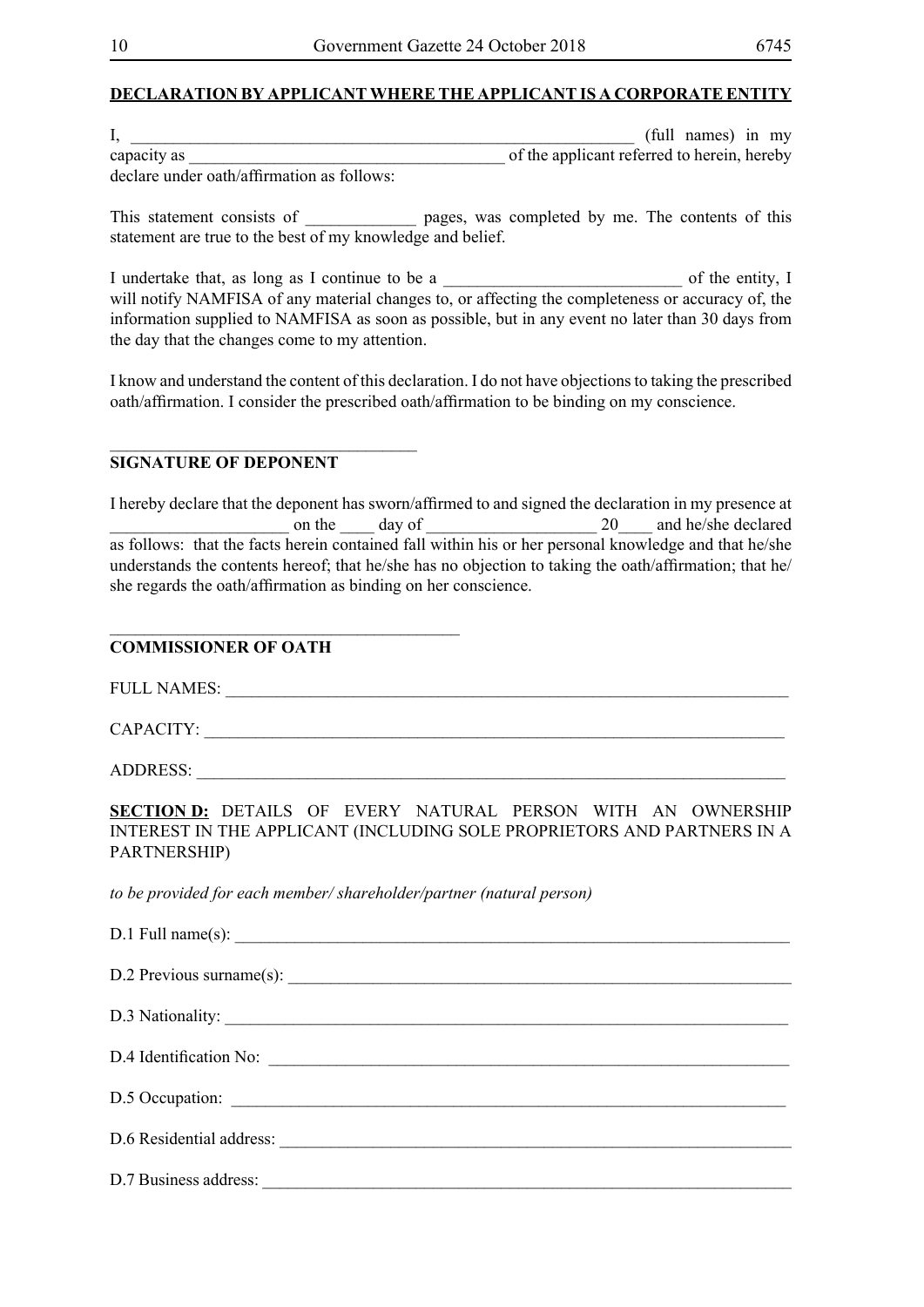**DECLARATION BY APPLICANT WHERE THE APPLICANT IS A CORPORATE ENTITY**

I, ____________________________________________________________ (full names) in my capacity as _____________________________________ of the applicant referred to herein, hereby declare under oath/affirmation as follows:

This statement consists of _____________ pages, was completed by me. The contents of this statement are true to the best of my knowledge and belief.

I undertake that, as long as I continue to be a ____________________________ of the entity, I will notify NAMFISA of any material changes to, or affecting the completeness or accuracy of, the information supplied to NAMFISA as soon as possible, but in any event no later than 30 days from the day that the changes come to my attention.

I know and understand the content of this declaration. I do not have objections to taking the prescribed oath/affirmation. I consider the prescribed oath/affirmation to be binding on my conscience.

____________________________________

**SIGNATURE OF DEPONENT**

I hereby declare that the deponent has sworn/affirmed to and signed the declaration in my presence at _____________________ on the ____ day of ____________________ 20____ and he/she declared as follows: that the facts herein contained fall within his or her personal knowledge and that he/she understands the contents hereof; that he/she has no objection to taking the oath/affirmation; that he/she regards the oath/affirmation as binding on her conscience.

_________________________________________

**COMMISSIONER OF OATH**

FULL NAMES: ______________________________________________________________________

CAPACITY: ________________________________________________________________________

ADDRESS: _________________________________________________________________________

**SECTION D:** DETAILS OF EVERY NATURAL PERSON WITH AN OWNERSHIP INTEREST IN THE APPLICANT (INCLUDING SOLE PROPRIETORS AND PARTNERS IN A PARTNERSHIP)

*to be provided for each member/ shareholder/partner (natural person)*

D.1 Full name(s): ______________________________________________________________________

D.2 Previous surname(s): ________________________________________________________________

D.3 Nationality: _______________________________________________________________________

D.4 Identification No: __________________________________________________________________

D.5 Occupation: ________________________________________________________________________

D.6 Residential address: _________________________________________________________________

D.7 Business address: ___________________________________________________________________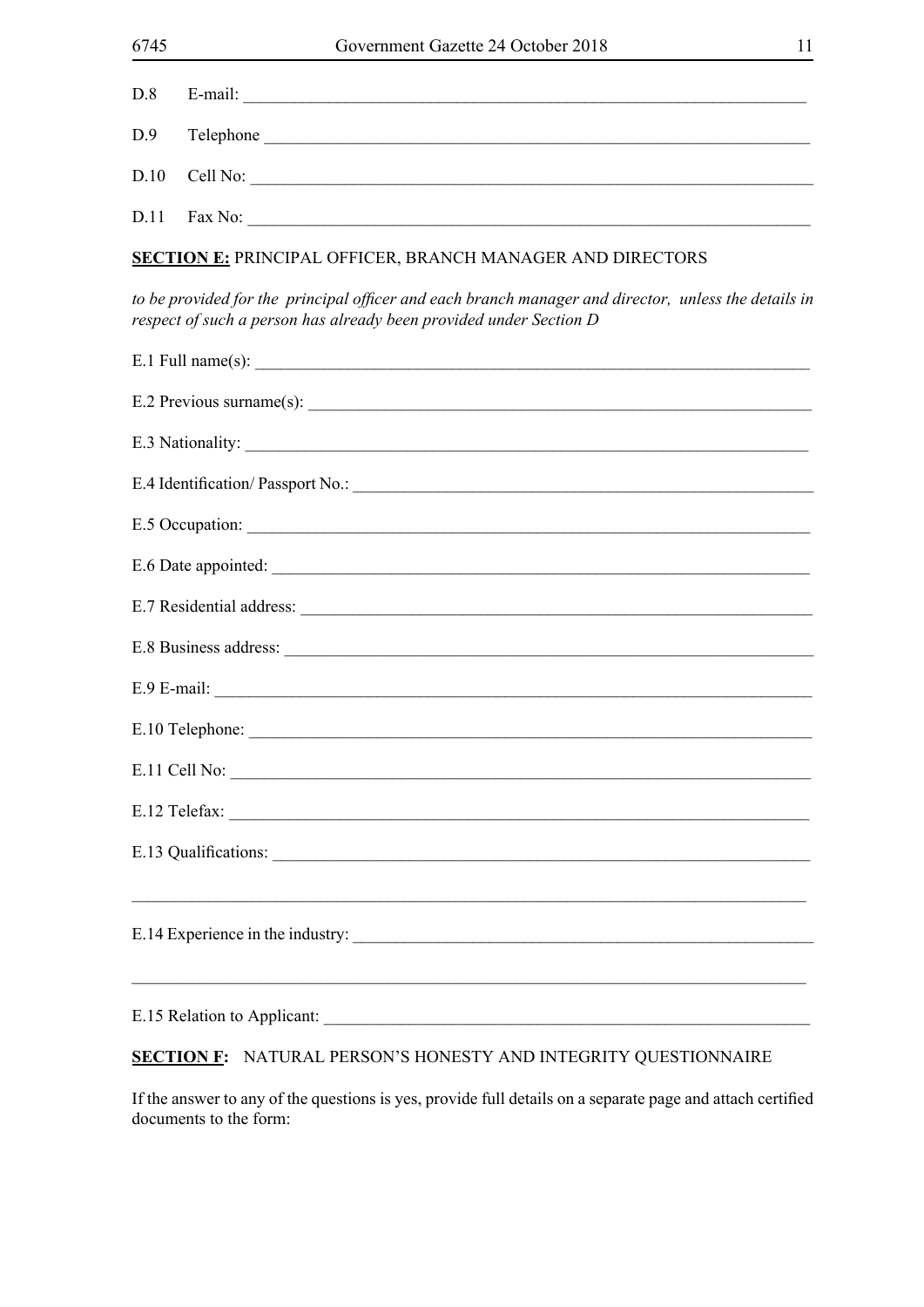D.8 E-mail: ______________________________________________________________________

D.9 Telephone ______________________________________________________________________

D.10 Cell No: ______________________________________________________________________

D.11 Fax No: ______________________________________________________________________

**SECTION E:** PRINCIPAL OFFICER, BRANCH MANAGER AND DIRECTORS

*to be provided for the principal officer and each branch manager and director, unless the details in respect of such a person has already been provided under Section D*

E.1 Full name(s): ______________________________________________________________________

E.2 Previous surname(s): ______________________________________________________________________

E.3 Nationality: ______________________________________________________________________

E.4 Identification/ Passport No.: ______________________________________________________________________

E.5 Occupation: ______________________________________________________________________

E.6 Date appointed: ______________________________________________________________________

E.7 Residential address: ______________________________________________________________________

E.8 Business address: ______________________________________________________________________

E.9 E-mail: ______________________________________________________________________

E.10 Telephone: ______________________________________________________________________

E.11 Cell No: ______________________________________________________________________

E.12 Telefax: ______________________________________________________________________

E.13 Qualifications: ______________________________________________________________________

______________________________________________________________________

E.14 Experience in the industry: ______________________________________________________________________

______________________________________________________________________

E.15 Relation to Applicant: ______________________________________________________________________

**SECTION F:** NATURAL PERSON'S HONESTY AND INTEGRITY QUESTIONNAIRE

If the answer to any of the questions is yes, provide full details on a separate page and attach certified documents to the form: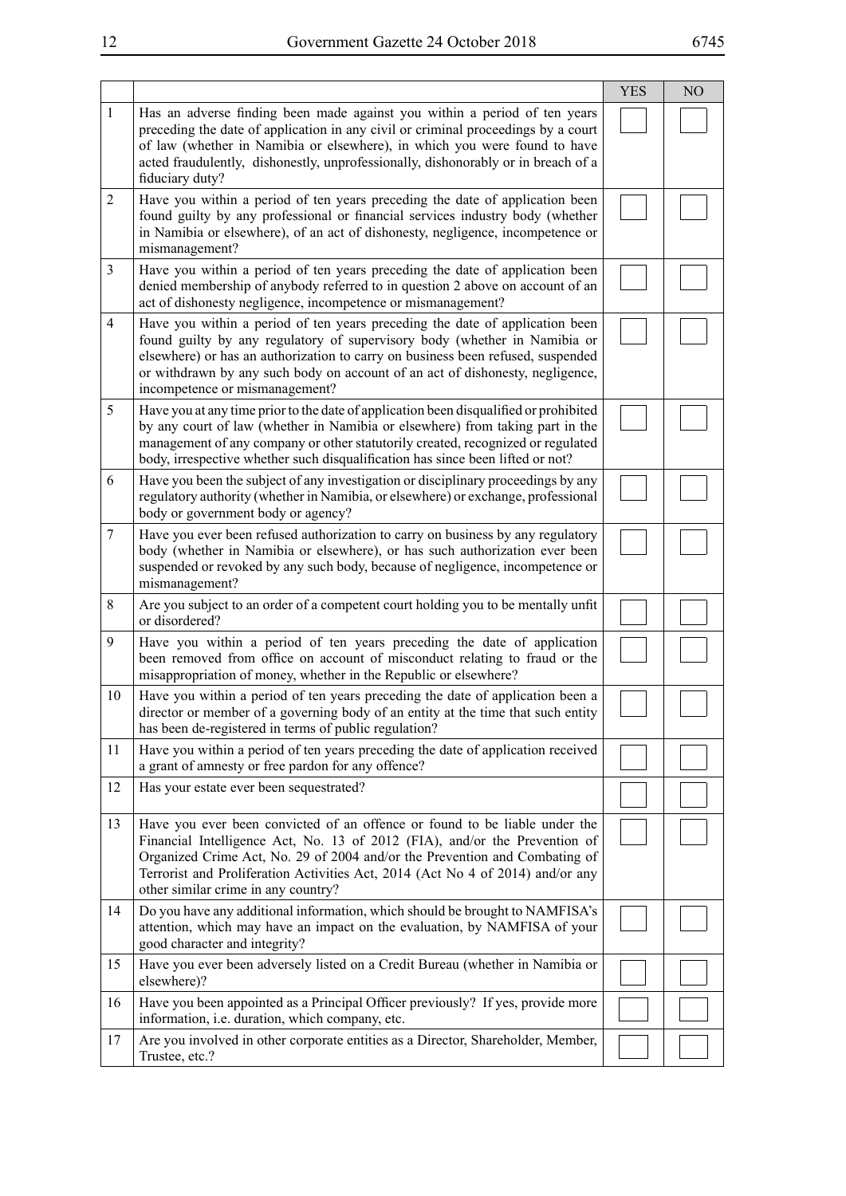| | | YES | NO |
|---|---|---|---|
| 1 | Has an adverse finding been made against you within a period of ten years preceding the date of application in any civil or criminal proceedings by a court of law (whether in Namibia or elsewhere), in which you were found to have acted fraudulently, dishonestly, unprofessionally, dishonorably or in breach of a fiduciary duty? | | |
| 2 | Have you within a period of ten years preceding the date of application been found guilty by any professional or financial services industry body (whether in Namibia or elsewhere), of an act of dishonesty, negligence, incompetence or mismanagement? | | |
| 3 | Have you within a period of ten years preceding the date of application been denied membership of anybody referred to in question 2 above on account of an act of dishonesty negligence, incompetence or mismanagement? | | |
| 4 | Have you within a period of ten years preceding the date of application been found guilty by any regulatory of supervisory body (whether in Namibia or elsewhere) or has an authorization to carry on business been refused, suspended or withdrawn by any such body on account of an act of dishonesty, negligence, incompetence or mismanagement? | | |
| 5 | Have you at any time prior to the date of application been disqualified or prohibited by any court of law (whether in Namibia or elsewhere) from taking part in the management of any company or other statutorily created, recognized or regulated body, irrespective whether such disqualification has since been lifted or not? | | |
| 6 | Have you been the subject of any investigation or disciplinary proceedings by any regulatory authority (whether in Namibia, or elsewhere) or exchange, professional body or government body or agency? | | |
| 7 | Have you ever been refused authorization to carry on business by any regulatory body (whether in Namibia or elsewhere), or has such authorization ever been suspended or revoked by any such body, because of negligence, incompetence or mismanagement? | | |
| 8 | Are you subject to an order of a competent court holding you to be mentally unfit or disordered? | | |
| 9 | Have you within a period of ten years preceding the date of application been removed from office on account of misconduct relating to fraud or the misappropriation of money, whether in the Republic or elsewhere? | | |
| 10 | Have you within a period of ten years preceding the date of application been a director or member of a governing body of an entity at the time that such entity has been de-registered in terms of public regulation? | | |
| 11 | Have you within a period of ten years preceding the date of application received a grant of amnesty or free pardon for any offence? | | |
| 12 | Has your estate ever been sequestrated? | | |
| 13 | Have you ever been convicted of an offence or found to be liable under the Financial Intelligence Act, No. 13 of 2012 (FIA), and/or the Prevention of Organized Crime Act, No. 29 of 2004 and/or the Prevention and Combating of Terrorist and Proliferation Activities Act, 2014 (Act No 4 of 2014) and/or any other similar crime in any country? | | |
| 14 | Do you have any additional information, which should be brought to NAMFISA's attention, which may have an impact on the evaluation, by NAMFISA of your good character and integrity? | | |
| 15 | Have you ever been adversely listed on a Credit Bureau (whether in Namibia or elsewhere)? | | |
| 16 | Have you been appointed as a Principal Officer previously? If yes, provide more information, i.e. duration, which company, etc. | | |
| 17 | Are you involved in other corporate entities as a Director, Shareholder, Member, Trustee, etc.? | | |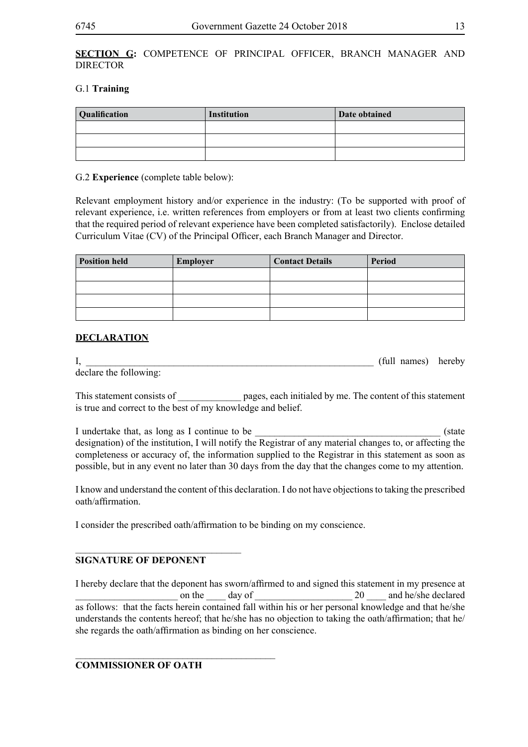**SECTION G:** COMPETENCE OF PRINCIPAL OFFICER, BRANCH MANAGER AND DIRECTOR

G.1 **Training**

| Qualification | Institution | Date obtained |
|---|---|---|
| | | |
| | | |
| | | |

G.2 **Experience** (complete table below):

Relevant employment history and/or experience in the industry: (To be supported with proof of relevant experience, i.e. written references from employers or from at least two clients confirming that the required period of relevant experience have been completed satisfactorily). Enclose detailed Curriculum Vitae (CV) of the Principal Officer, each Branch Manager and Director.

| Position held | Employer | Contact Details | Period |
|---|---|---|---|
| | | | |
| | | | |
| | | | |
| | | | |

**DECLARATION**

I, ______________________________________________________________ (full names) hereby declare the following:

This statement consists of _____________ pages, each initialed by me. The content of this statement is true and correct to the best of my knowledge and belief.

I undertake that, as long as I continue to be ______________________________________ (state designation) of the institution, I will notify the Registrar of any material changes to, or affecting the completeness or accuracy of, the information supplied to the Registrar in this statement as soon as possible, but in any event no later than 30 days from the day that the changes come to my attention.

I know and understand the content of this declaration. I do not have objections to taking the prescribed oath/affirmation.

I consider the prescribed oath/affirmation to be binding on my conscience.

___________________________________
**SIGNATURE OF DEPONENT**

I hereby declare that the deponent has sworn/affirmed to and signed this statement in my presence at _____________________ on the ____ day of ____________________ 20 ____ and he/she declared as follows: that the facts herein contained fall within his or her personal knowledge and that he/she understands the contents hereof; that he/she has no objection to taking the oath/affirmation; that he/she regards the oath/affirmation as binding on her conscience.

_________________________________________
**COMMISSIONER OF OATH**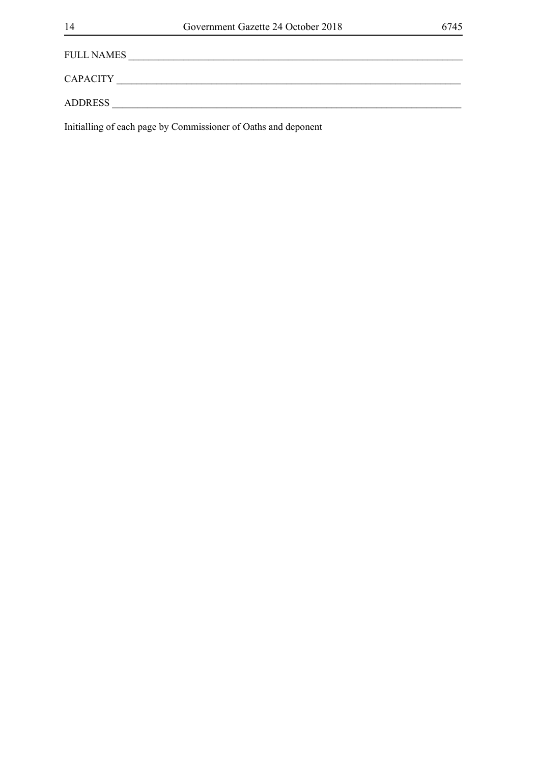FULL NAMES ______________________________________________________________________

CAPACITY _______________________________________________________________________

ADDRESS ________________________________________________________________________

Initialling of each page by Commissioner of Oaths and deponent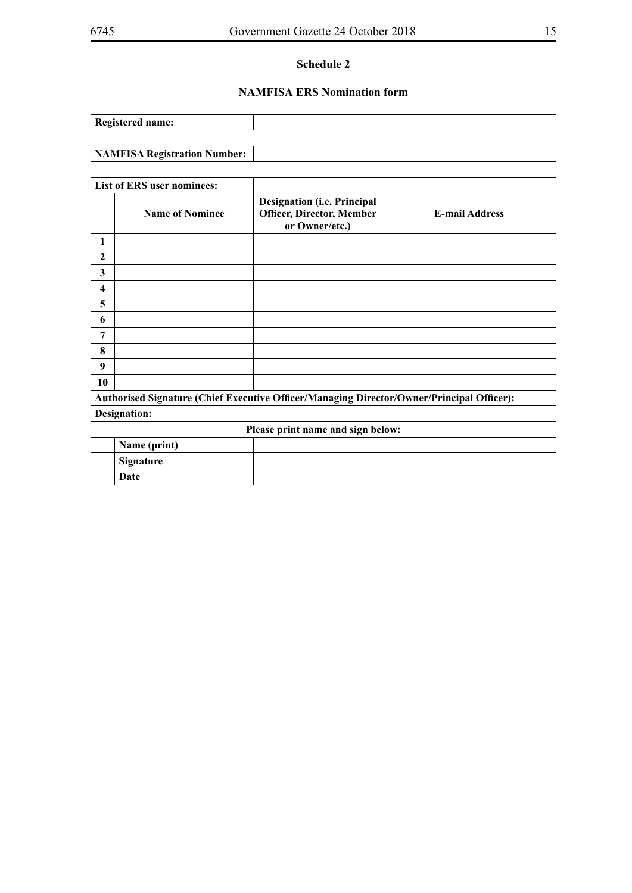## Schedule 2

## NAMFISA ERS Nomination form

| **Registered name:** | | |
|---|---|---|
| | | |
| **NAMFISA Registration Number:** | | |
| | | |
| **List of ERS user nominees:** | | |

| | **Name of Nominee** | **Designation (i.e. Principal Officer, Director, Member or Owner/etc.)** | **E-mail Address** |
|---|---|---|---|
| **1** | | | |
| **2** | | | |
| **3** | | | |
| **4** | | | |
| **5** | | | |
| **6** | | | |
| **7** | | | |
| **8** | | | |
| **9** | | | |
| **10** | | | |

**Authorised Signature (Chief Executive Officer/Managing Director/Owner/Principal Officer):**

**Designation:**

**Please print name and sign below:**

| | | |
|---|---|---|
| | **Name (print)** | |
| | **Signature** | |
| | **Date** | |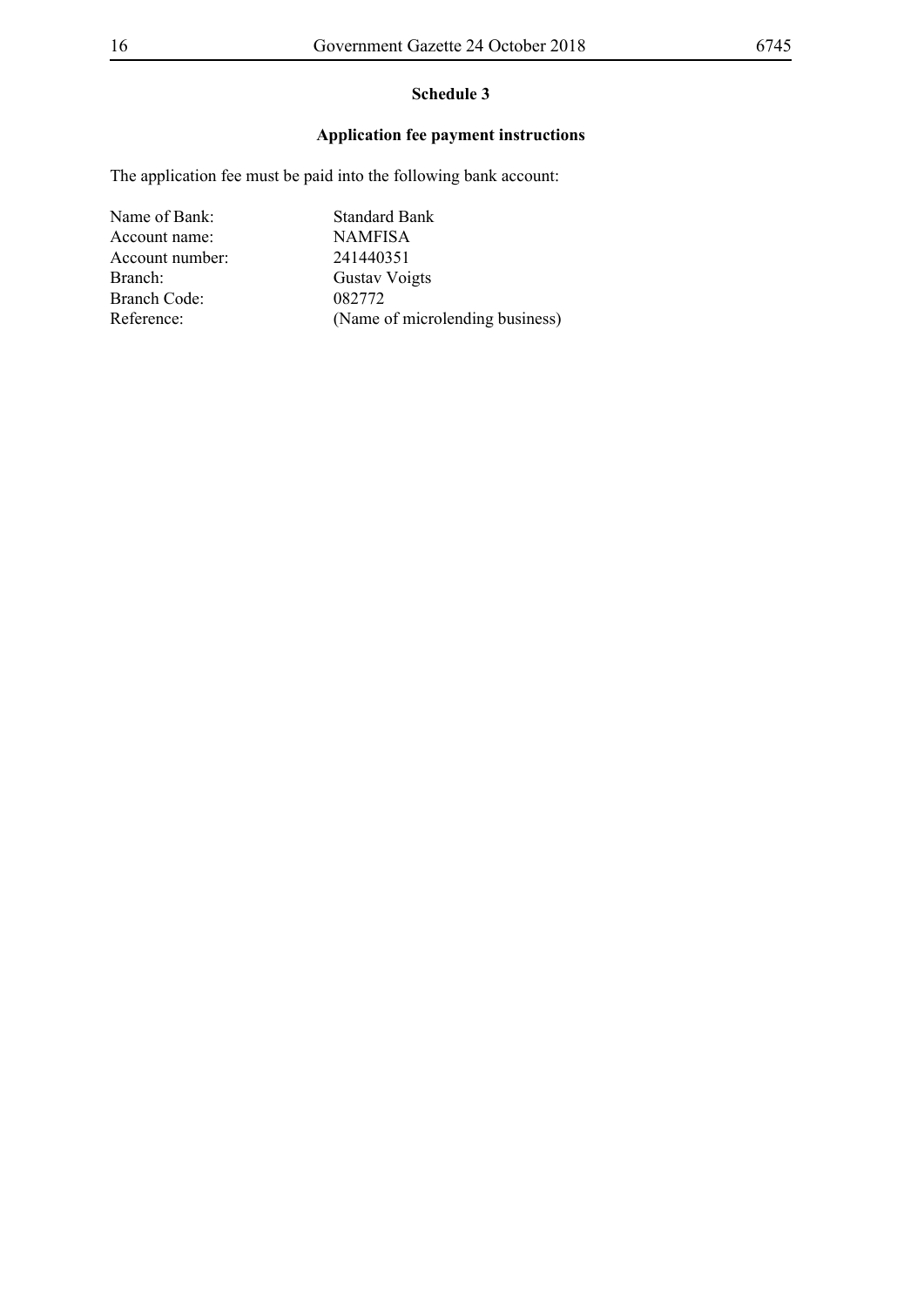## Schedule 3

### Application fee payment instructions

The application fee must be paid into the following bank account:

| | |
|---|---|
| Name of Bank: | Standard Bank |
| Account name: | NAMFISA |
| Account number: | 241440351 |
| Branch: | Gustav Voigts |
| Branch Code: | 082772 |
| Reference: | (Name of microlending business) |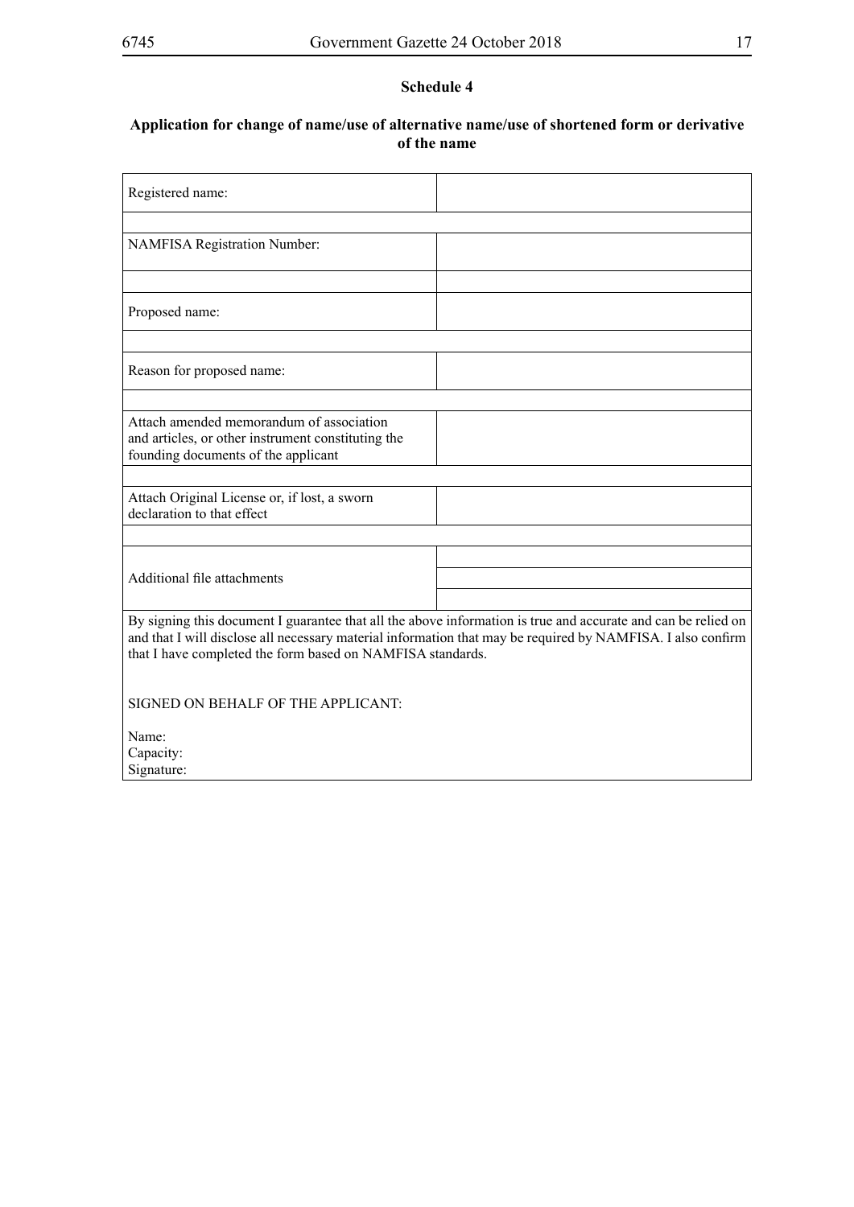## Schedule 4

### Application for change of name/use of alternative name/use of shortened form or derivative of the name

| Registered name: | |
|---|---|
| | |
| NAMFISA Registration Number: | |
| | |
| Proposed name: | |
| | |
| Reason for proposed name: | |
| | |
| Attach amended memorandum of association and articles, or other instrument constituting the founding documents of the applicant | |
| | |
| Attach Original License or, if lost, a sworn declaration to that effect | |
| | |
| Additional file attachments | |
| | |
| | |

By signing this document I guarantee that all the above information is true and accurate and can be relied on and that I will disclose all necessary material information that may be required by NAMFISA. I also confirm that I have completed the form based on NAMFISA standards.

SIGNED ON BEHALF OF THE APPLICANT:

Name:
Capacity:
Signature: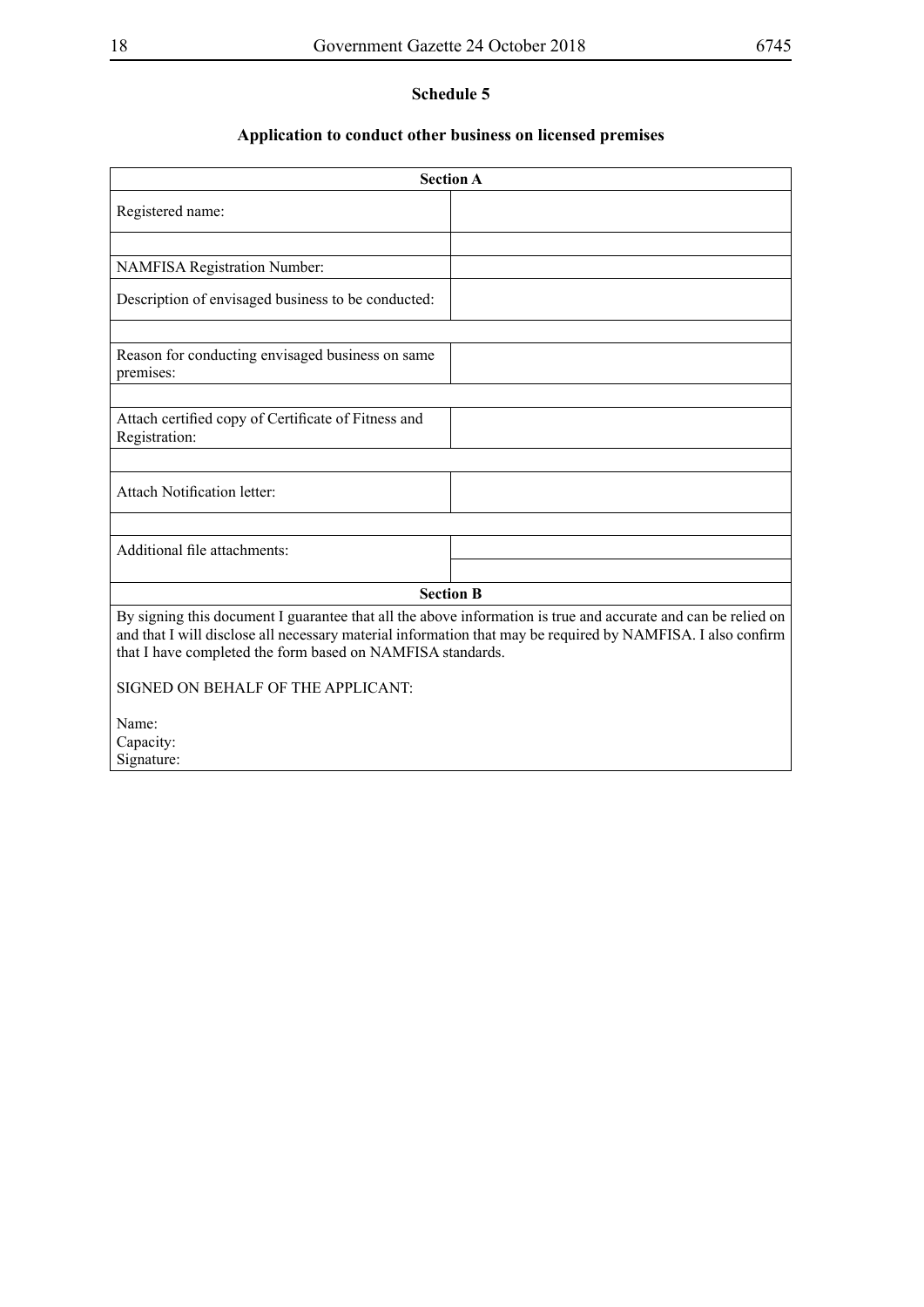## Schedule 5

### Application to conduct other business on licensed premises

| Section A | |
|---|---|
| Registered name: | |
| | |
| NAMFISA Registration Number: | |
| Description of envisaged business to be conducted: | |
| | |
| Reason for conducting envisaged business on same premises: | |
| | |
| Attach certified copy of Certificate of Fitness and Registration: | |
| | |
| Attach Notification letter: | |
| | |
| Additional file attachments: | |
| | |

**Section B**

By signing this document I guarantee that all the above information is true and accurate and can be relied on and that I will disclose all necessary material information that may be required by NAMFISA. I also confirm that I have completed the form based on NAMFISA standards.

SIGNED ON BEHALF OF THE APPLICANT:

Name:
Capacity:
Signature: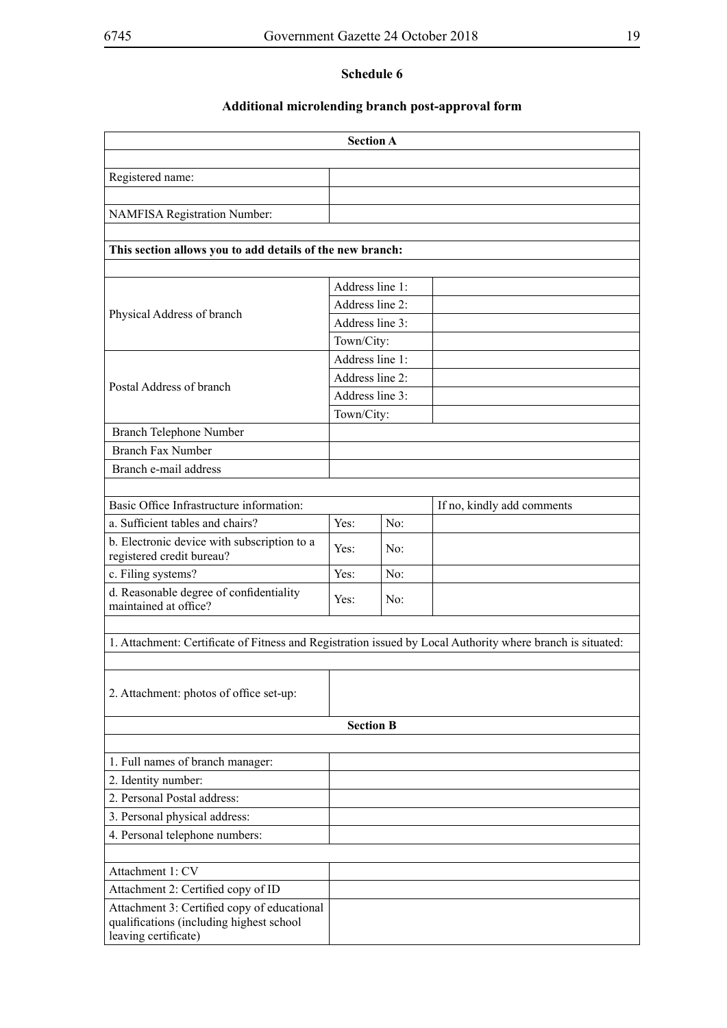## Schedule 6

### Additional microlending branch post-approval form

| Section A | | | |
|---|---|---|---|
| | | | |
| Registered name: | | | |
| | | | |
| NAMFISA Registration Number: | | | |
| | | | |
| **This section allows you to add details of the new branch:** | | | |
| | | | |
| Physical Address of branch | Address line 1: | | |
| | Address line 2: | | |
| | Address line 3: | | |
| | Town/City: | | |
| Postal Address of branch | Address line 1: | | |
| | Address line 2: | | |
| | Address line 3: | | |
| | Town/City: | | |
| Branch Telephone Number | | | |
| Branch Fax Number | | | |
| Branch e-mail address | | | |
| | | | |
| Basic Office Infrastructure information: | | | If no, kindly add comments |
| a. Sufficient tables and chairs? | Yes: | No: | |
| b. Electronic device with subscription to a registered credit bureau? | Yes: | No: | |
| c. Filing systems? | Yes: | No: | |
| d. Reasonable degree of confidentiality maintained at office? | Yes: | No: | |
| | | | |
| 1. Attachment: Certificate of Fitness and Registration issued by Local Authority where branch is situated: | | | |
| | | | |
| 2. Attachment: photos of office set-up: | | | |
| **Section B** | | | |
| | | | |
| 1. Full names of branch manager: | | | |
| 2. Identity number: | | | |
| 2. Personal Postal address: | | | |
| 3. Personal physical address: | | | |
| 4. Personal telephone numbers: | | | |
| | | | |
| Attachment 1: CV | | | |
| Attachment 2: Certified copy of ID | | | |
| Attachment 3: Certified copy of educational qualifications (including highest school leaving certificate) | | | |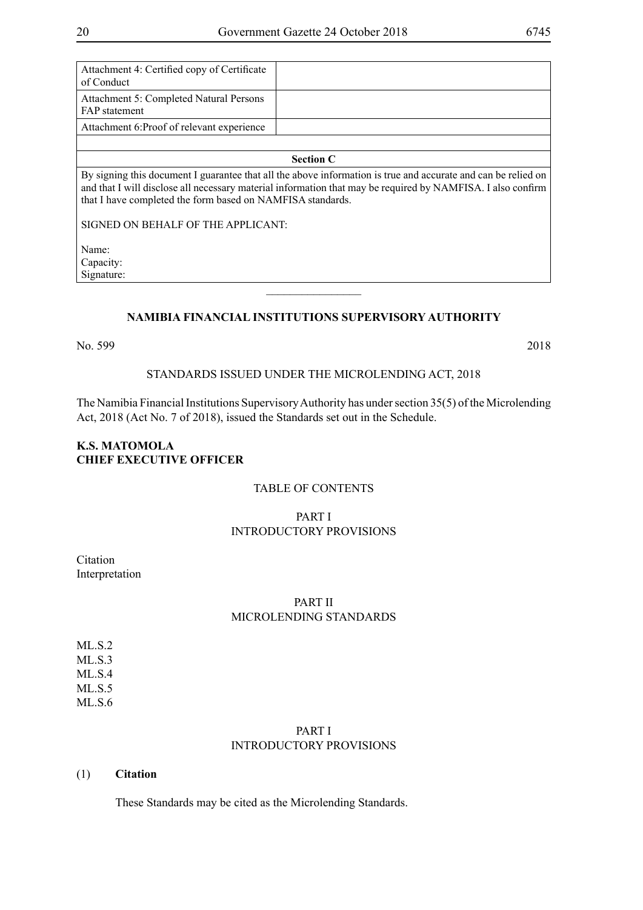| Attachment 4: Certified copy of Certificate of Conduct | |
|---|---|
| Attachment 5: Completed Natural Persons FAP statement | |
| Attachment 6:Proof of relevant experience | |
| | |
| **Section C** | |
| By signing this document I guarantee that all the above information is true and accurate and can be relied on and that I will disclose all necessary material information that may be required by NAMFISA. I also confirm that I have completed the form based on NAMFISA standards.<br><br>SIGNED ON BEHALF OF THE APPLICANT:<br><br>Name:<br>Capacity:<br>Signature: | |

---

**NAMIBIA FINANCIAL INSTITUTIONS SUPERVISORY AUTHORITY**

No. 599 2018

STANDARDS ISSUED UNDER THE MICROLENDING ACT, 2018

The Namibia Financial Institutions Supervisory Authority has under section 35(5) of the Microlending Act, 2018 (Act No. 7 of 2018), issued the Standards set out in the Schedule.

**K.S. MATOMOLA**
**CHIEF EXECUTIVE OFFICER**

TABLE OF CONTENTS

PART I
INTRODUCTORY PROVISIONS

Citation
Interpretation

PART II
MICROLENDING STANDARDS

ML.S.2
ML.S.3
ML.S.4
ML.S.5
ML.S.6

PART I
INTRODUCTORY PROVISIONS

(1) **Citation**

These Standards may be cited as the Microlending Standards.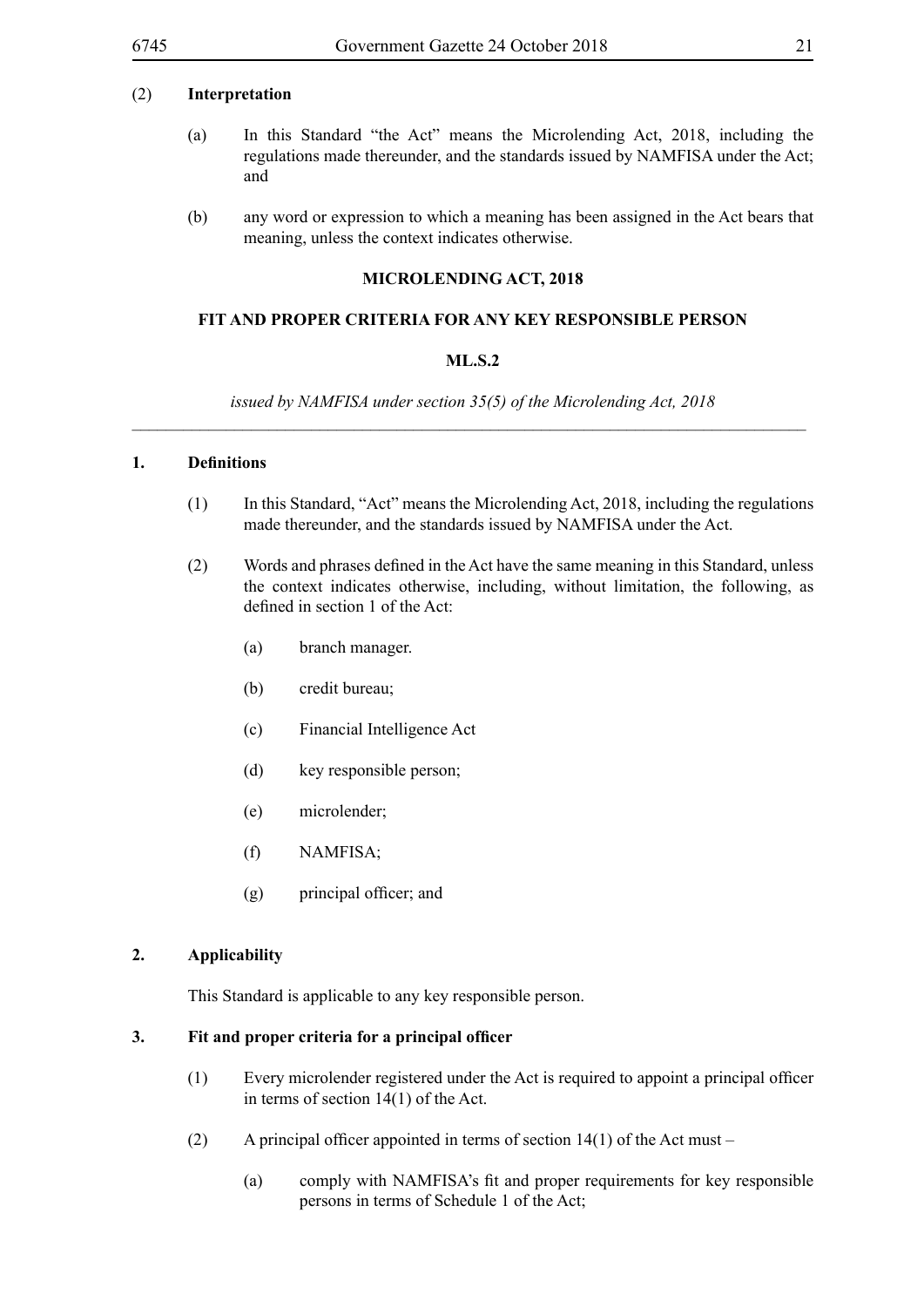(2) **Interpretation**

(a) In this Standard "the Act" means the Microlending Act, 2018, including the regulations made thereunder, and the standards issued by NAMFISA under the Act; and

(b) any word or expression to which a meaning has been assigned in the Act bears that meaning, unless the context indicates otherwise.

**MICROLENDING ACT, 2018**

**FIT AND PROPER CRITERIA FOR ANY KEY RESPONSIBLE PERSON**

**ML.S.2**

*issued by NAMFISA under section 35(5) of the Microlending Act, 2018*

---

**1. Definitions**

(1) In this Standard, "Act" means the Microlending Act, 2018, including the regulations made thereunder, and the standards issued by NAMFISA under the Act.

(2) Words and phrases defined in the Act have the same meaning in this Standard, unless the context indicates otherwise, including, without limitation, the following, as defined in section 1 of the Act:

(a) branch manager.

(b) credit bureau;

(c) Financial Intelligence Act

(d) key responsible person;

(e) microlender;

(f) NAMFISA;

(g) principal officer; and

**2. Applicability**

This Standard is applicable to any key responsible person.

**3. Fit and proper criteria for a principal officer**

(1) Every microlender registered under the Act is required to appoint a principal officer in terms of section 14(1) of the Act.

(2) A principal officer appointed in terms of section 14(1) of the Act must –

(a) comply with NAMFISA's fit and proper requirements for key responsible persons in terms of Schedule 1 of the Act;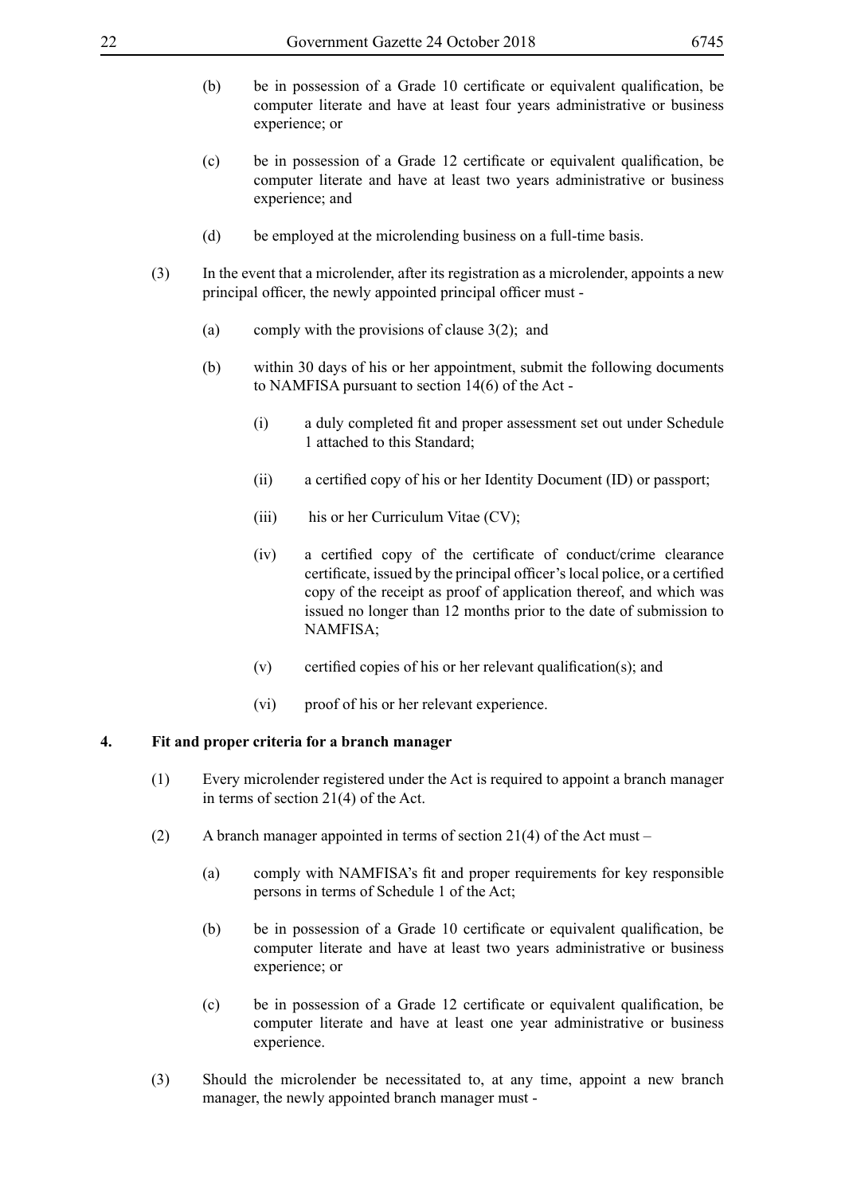(b) be in possession of a Grade 10 certificate or equivalent qualification, be computer literate and have at least four years administrative or business experience; or

(c) be in possession of a Grade 12 certificate or equivalent qualification, be computer literate and have at least two years administrative or business experience; and

(d) be employed at the microlending business on a full-time basis.

(3) In the event that a microlender, after its registration as a microlender, appoints a new principal officer, the newly appointed principal officer must -

(a) comply with the provisions of clause 3(2); and

(b) within 30 days of his or her appointment, submit the following documents to NAMFISA pursuant to section 14(6) of the Act -

(i) a duly completed fit and proper assessment set out under Schedule 1 attached to this Standard;

(ii) a certified copy of his or her Identity Document (ID) or passport;

(iii) his or her Curriculum Vitae (CV);

(iv) a certified copy of the certificate of conduct/crime clearance certificate, issued by the principal officer's local police, or a certified copy of the receipt as proof of application thereof, and which was issued no longer than 12 months prior to the date of submission to NAMFISA;

(v) certified copies of his or her relevant qualification(s); and

(vi) proof of his or her relevant experience.

**4. Fit and proper criteria for a branch manager**

(1) Every microlender registered under the Act is required to appoint a branch manager in terms of section 21(4) of the Act.

(2) A branch manager appointed in terms of section 21(4) of the Act must –

(a) comply with NAMFISA's fit and proper requirements for key responsible persons in terms of Schedule 1 of the Act;

(b) be in possession of a Grade 10 certificate or equivalent qualification, be computer literate and have at least two years administrative or business experience; or

(c) be in possession of a Grade 12 certificate or equivalent qualification, be computer literate and have at least one year administrative or business experience.

(3) Should the microlender be necessitated to, at any time, appoint a new branch manager, the newly appointed branch manager must -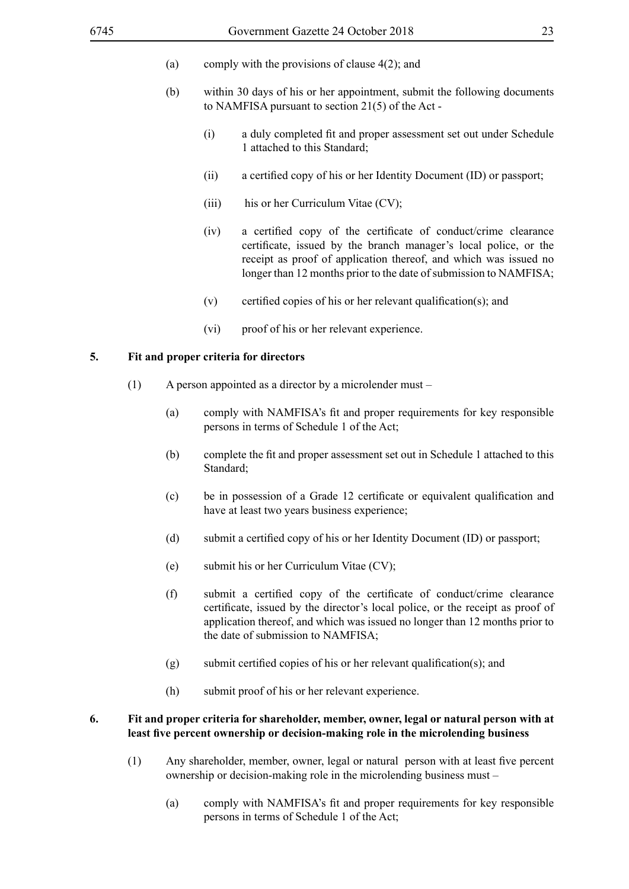(a) comply with the provisions of clause 4(2); and

(b) within 30 days of his or her appointment, submit the following documents to NAMFISA pursuant to section 21(5) of the Act -

   (i) a duly completed fit and proper assessment set out under Schedule 1 attached to this Standard;

   (ii) a certified copy of his or her Identity Document (ID) or passport;

   (iii) his or her Curriculum Vitae (CV);

   (iv) a certified copy of the certificate of conduct/crime clearance certificate, issued by the branch manager's local police, or the receipt as proof of application thereof, and which was issued no longer than 12 months prior to the date of submission to NAMFISA;

   (v) certified copies of his or her relevant qualification(s); and

   (vi) proof of his or her relevant experience.

**5. Fit and proper criteria for directors**

(1) A person appointed as a director by a microlender must –

   (a) comply with NAMFISA's fit and proper requirements for key responsible persons in terms of Schedule 1 of the Act;

   (b) complete the fit and proper assessment set out in Schedule 1 attached to this Standard;

   (c) be in possession of a Grade 12 certificate or equivalent qualification and have at least two years business experience;

   (d) submit a certified copy of his or her Identity Document (ID) or passport;

   (e) submit his or her Curriculum Vitae (CV);

   (f) submit a certified copy of the certificate of conduct/crime clearance certificate, issued by the director's local police, or the receipt as proof of application thereof, and which was issued no longer than 12 months prior to the date of submission to NAMFISA;

   (g) submit certified copies of his or her relevant qualification(s); and

   (h) submit proof of his or her relevant experience.

**6. Fit and proper criteria for shareholder, member, owner, legal or natural person with at least five percent ownership or decision-making role in the microlending business**

(1) Any shareholder, member, owner, legal or natural person with at least five percent ownership or decision-making role in the microlending business must –

   (a) comply with NAMFISA's fit and proper requirements for key responsible persons in terms of Schedule 1 of the Act;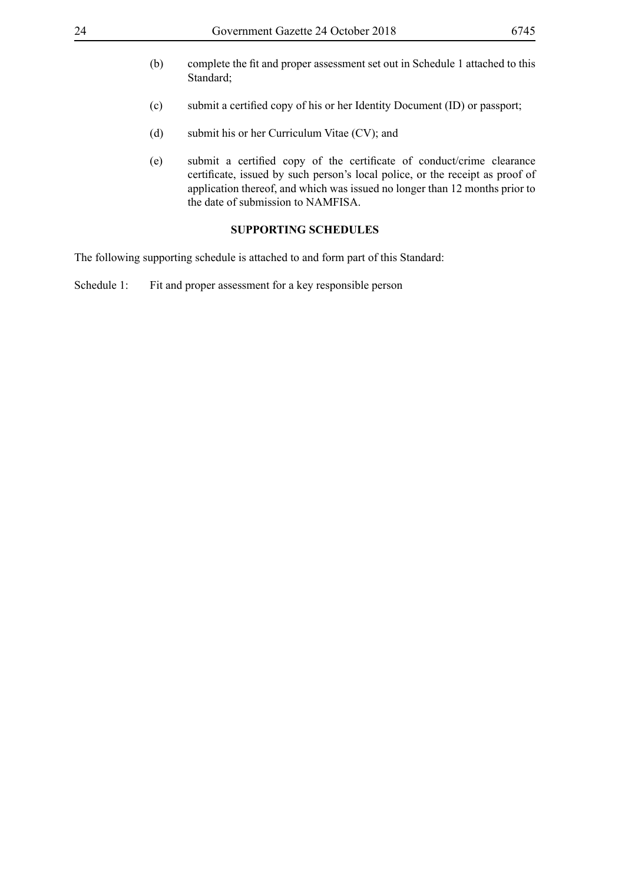(b) complete the fit and proper assessment set out in Schedule 1 attached to this Standard;

(c) submit a certified copy of his or her Identity Document (ID) or passport;

(d) submit his or her Curriculum Vitae (CV); and

(e) submit a certified copy of the certificate of conduct/crime clearance certificate, issued by such person's local police, or the receipt as proof of application thereof, and which was issued no longer than 12 months prior to the date of submission to NAMFISA.

**SUPPORTING SCHEDULES**

The following supporting schedule is attached to and form part of this Standard:

Schedule 1: Fit and proper assessment for a key responsible person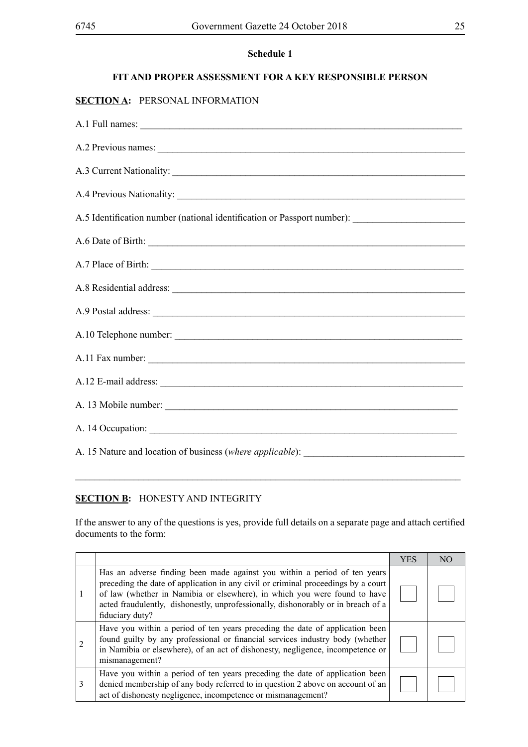**Schedule 1**

**FIT AND PROPER ASSESSMENT FOR A KEY RESPONSIBLE PERSON**

**SECTION A:** PERSONAL INFORMATION

A.1 Full names: ______________________________________________________________________

A.2 Previous names: ___________________________________________________________________

A.3 Current Nationality: _________________________________________________________________

A.4 Previous Nationality: ________________________________________________________________

A.5 Identification number (national identification or Passport number): _______________________

A.6 Date of Birth: _____________________________________________________________________

A.7 Place of Birth: ____________________________________________________________________

A.8 Residential address: _________________________________________________________________

A.9 Postal address: ____________________________________________________________________

A.10 Telephone number: _______________________________________________________________

A.11 Fax number: _____________________________________________________________________

A.12 E-mail address: ___________________________________________________________________

A. 13 Mobile number: _________________________________________________________________

A. 14 Occupation: ______________________________________________________________________

A. 15 Nature and location of business (*where applicable*): _________________________________

______________________________________________________________________________________

**SECTION B:** HONESTY AND INTEGRITY

If the answer to any of the questions is yes, provide full details on a separate page and attach certified documents to the form:

| | | YES | NO |
|---|---|---|---|
| 1 | Has an adverse finding been made against you within a period of ten years preceding the date of application in any civil or criminal proceedings by a court of law (whether in Namibia or elsewhere), in which you were found to have acted fraudulently, dishonestly, unprofessionally, dishonorably or in breach of a fiduciary duty? | ☐ | ☐ |
| 2 | Have you within a period of ten years preceding the date of application been found guilty by any professional or financial services industry body (whether in Namibia or elsewhere), of an act of dishonesty, negligence, incompetence or mismanagement? | ☐ | ☐ |
| 3 | Have you within a period of ten years preceding the date of application been denied membership of any body referred to in question 2 above on account of an act of dishonesty negligence, incompetence or mismanagement? | ☐ | ☐ |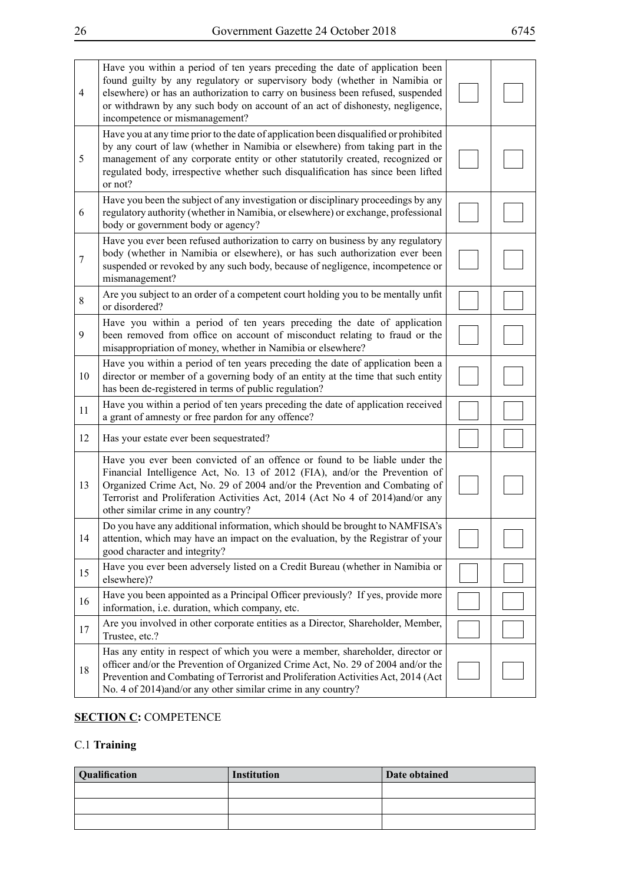| | | | |
|---|---|---|---|
| 4 | Have you within a period of ten years preceding the date of application been found guilty by any regulatory or supervisory body (whether in Namibia or elsewhere) or has an authorization to carry on business been refused, suspended or withdrawn by any such body on account of an act of dishonesty, negligence, incompetence or mismanagement? | | |
| 5 | Have you at any time prior to the date of application been disqualified or prohibited by any court of law (whether in Namibia or elsewhere) from taking part in the management of any corporate entity or other statutorily created, recognized or regulated body, irrespective whether such disqualification has since been lifted or not? | | |
| 6 | Have you been the subject of any investigation or disciplinary proceedings by any regulatory authority (whether in Namibia, or elsewhere) or exchange, professional body or government body or agency? | | |
| 7 | Have you ever been refused authorization to carry on business by any regulatory body (whether in Namibia or elsewhere), or has such authorization ever been suspended or revoked by any such body, because of negligence, incompetence or mismanagement? | | |
| 8 | Are you subject to an order of a competent court holding you to be mentally unfit or disordered? | | |
| 9 | Have you within a period of ten years preceding the date of application been removed from office on account of misconduct relating to fraud or the misappropriation of money, whether in Namibia or elsewhere? | | |
| 10 | Have you within a period of ten years preceding the date of application been a director or member of a governing body of an entity at the time that such entity has been de-registered in terms of public regulation? | | |
| 11 | Have you within a period of ten years preceding the date of application received a grant of amnesty or free pardon for any offence? | | |
| 12 | Has your estate ever been sequestrated? | | |
| 13 | Have you ever been convicted of an offence or found to be liable under the Financial Intelligence Act, No. 13 of 2012 (FIA), and/or the Prevention of Organized Crime Act, No. 29 of 2004 and/or the Prevention and Combating of Terrorist and Proliferation Activities Act, 2014 (Act No 4 of 2014)and/or any other similar crime in any country? | | |
| 14 | Do you have any additional information, which should be brought to NAMFISA's attention, which may have an impact on the evaluation, by the Registrar of your good character and integrity? | | |
| 15 | Have you ever been adversely listed on a Credit Bureau (whether in Namibia or elsewhere)? | | |
| 16 | Have you been appointed as a Principal Officer previously? If yes, provide more information, i.e. duration, which company, etc. | | |
| 17 | Are you involved in other corporate entities as a Director, Shareholder, Member, Trustee, etc.? | | |
| 18 | Has any entity in respect of which you were a member, shareholder, director or officer and/or the Prevention of Organized Crime Act, No. 29 of 2004 and/or the Prevention and Combating of Terrorist and Proliferation Activities Act, 2014 (Act No. 4 of 2014)and/or any other similar crime in any country? | | |

**SECTION C:** COMPETENCE

C.1 **Training**

| Qualification | Institution | Date obtained |
|---|---|---|
| | | |
| | | |
| | | |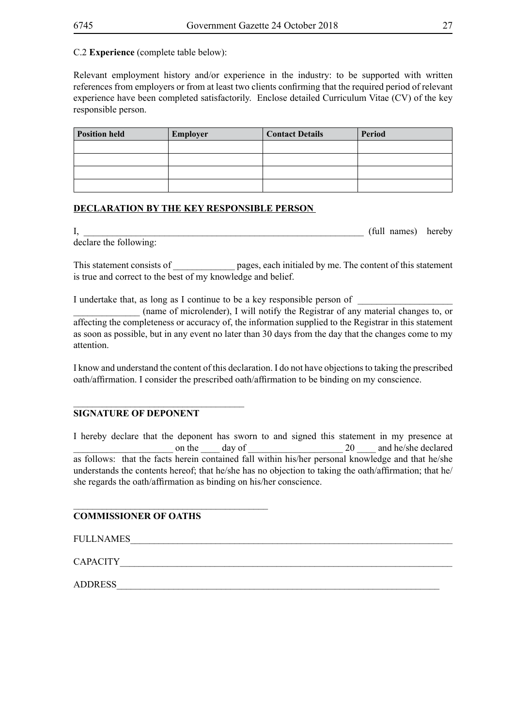C.2 **Experience** (complete table below):

Relevant employment history and/or experience in the industry: to be supported with written references from employers or from at least two clients confirming that the required period of relevant experience have been completed satisfactorily. Enclose detailed Curriculum Vitae (CV) of the key responsible person.

| Position held | Employer | Contact Details | Period |
|---|---|---|---|
| | | | |
| | | | |
| | | | |
| | | | |

**DECLARATION BY THE KEY RESPONSIBLE PERSON**

I, _____________________________________________________________ (full names) hereby declare the following:

This statement consists of _____________ pages, each initialed by me. The content of this statement is true and correct to the best of my knowledge and belief.

I undertake that, as long as I continue to be a key responsible person of ___________________ ______________ (name of microlender), I will notify the Registrar of any material changes to, or affecting the completeness or accuracy of, the information supplied to the Registrar in this statement as soon as possible, but in any event no later than 30 days from the day that the changes come to my attention.

I know and understand the content of this declaration. I do not have objections to taking the prescribed oath/affirmation. I consider the prescribed oath/affirmation to be binding on my conscience.

____________________________________

**SIGNATURE OF DEPONENT**

I hereby declare that the deponent has sworn to and signed this statement in my presence at _____________________ on the ____ day of ____________________ 20 ____ and he/she declared as follows: that the facts herein contained fall within his/her personal knowledge and that he/she understands the contents hereof; that he/she has no objection to taking the oath/affirmation; that he/she regards the oath/affirmation as binding on his/her conscience.

_________________________________________

**COMMISSIONER OF OATHS**

FULLNAMES_____________________________________________________________________

CAPACITY______________________________________________________________________

ADDRESS_____________________________________________________________________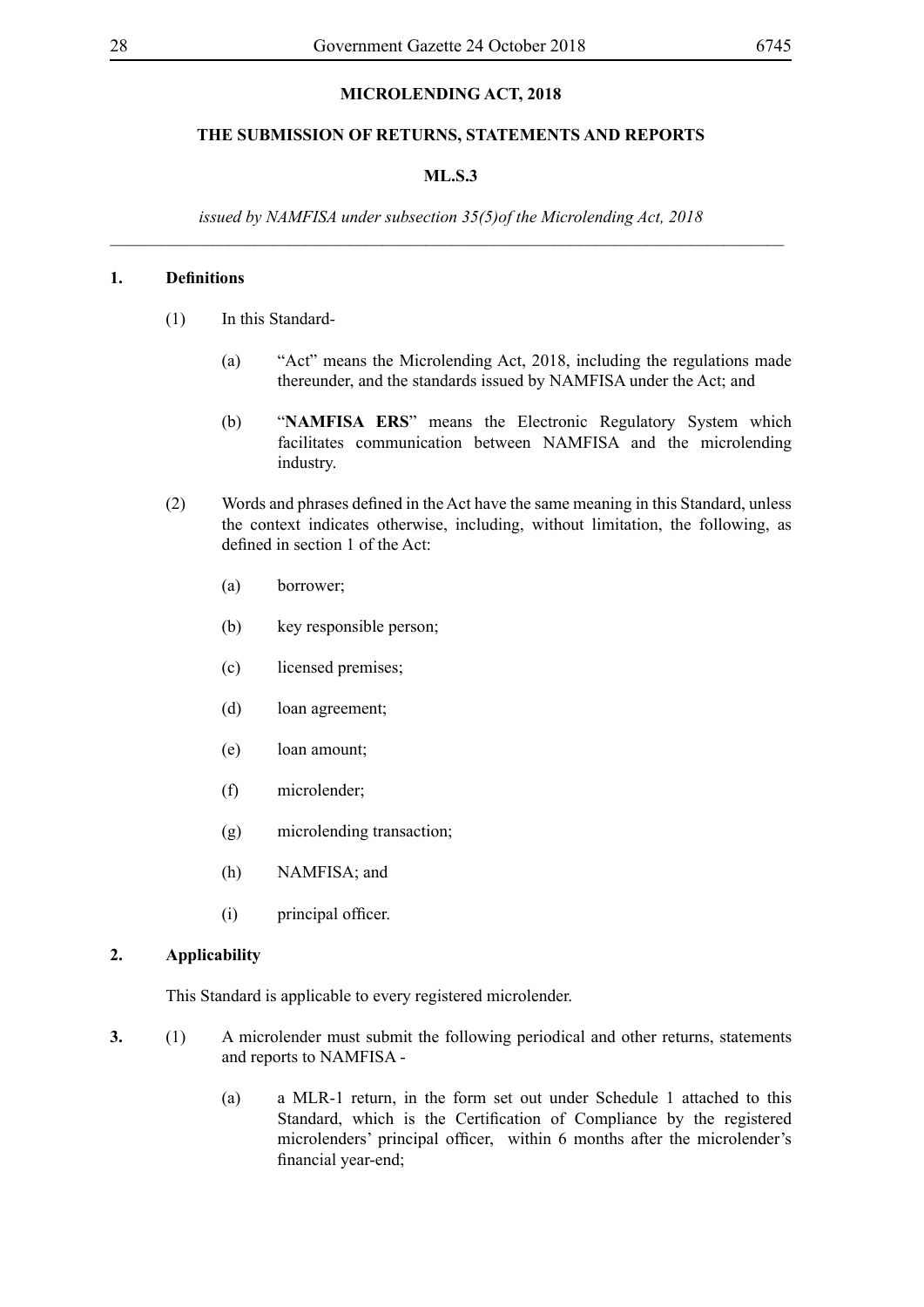**MICROLENDING ACT, 2018**

**THE SUBMISSION OF RETURNS, STATEMENTS AND REPORTS**

**ML.S.3**

*issued by NAMFISA under subsection 35(5)of the Microlending Act, 2018*

---

**1. Definitions**

(1) In this Standard-

(a) "Act" means the Microlending Act, 2018, including the regulations made thereunder, and the standards issued by NAMFISA under the Act; and

(b) "**NAMFISA ERS**" means the Electronic Regulatory System which facilitates communication between NAMFISA and the microlending industry.

(2) Words and phrases defined in the Act have the same meaning in this Standard, unless the context indicates otherwise, including, without limitation, the following, as defined in section 1 of the Act:

(a) borrower;

(b) key responsible person;

(c) licensed premises;

(d) loan agreement;

(e) loan amount;

(f) microlender;

(g) microlending transaction;

(h) NAMFISA; and

(i) principal officer.

**2. Applicability**

This Standard is applicable to every registered microlender.

**3.** (1) A microlender must submit the following periodical and other returns, statements and reports to NAMFISA -

(a) a MLR-1 return, in the form set out under Schedule 1 attached to this Standard, which is the Certification of Compliance by the registered microlenders' principal officer, within 6 months after the microlender's financial year-end;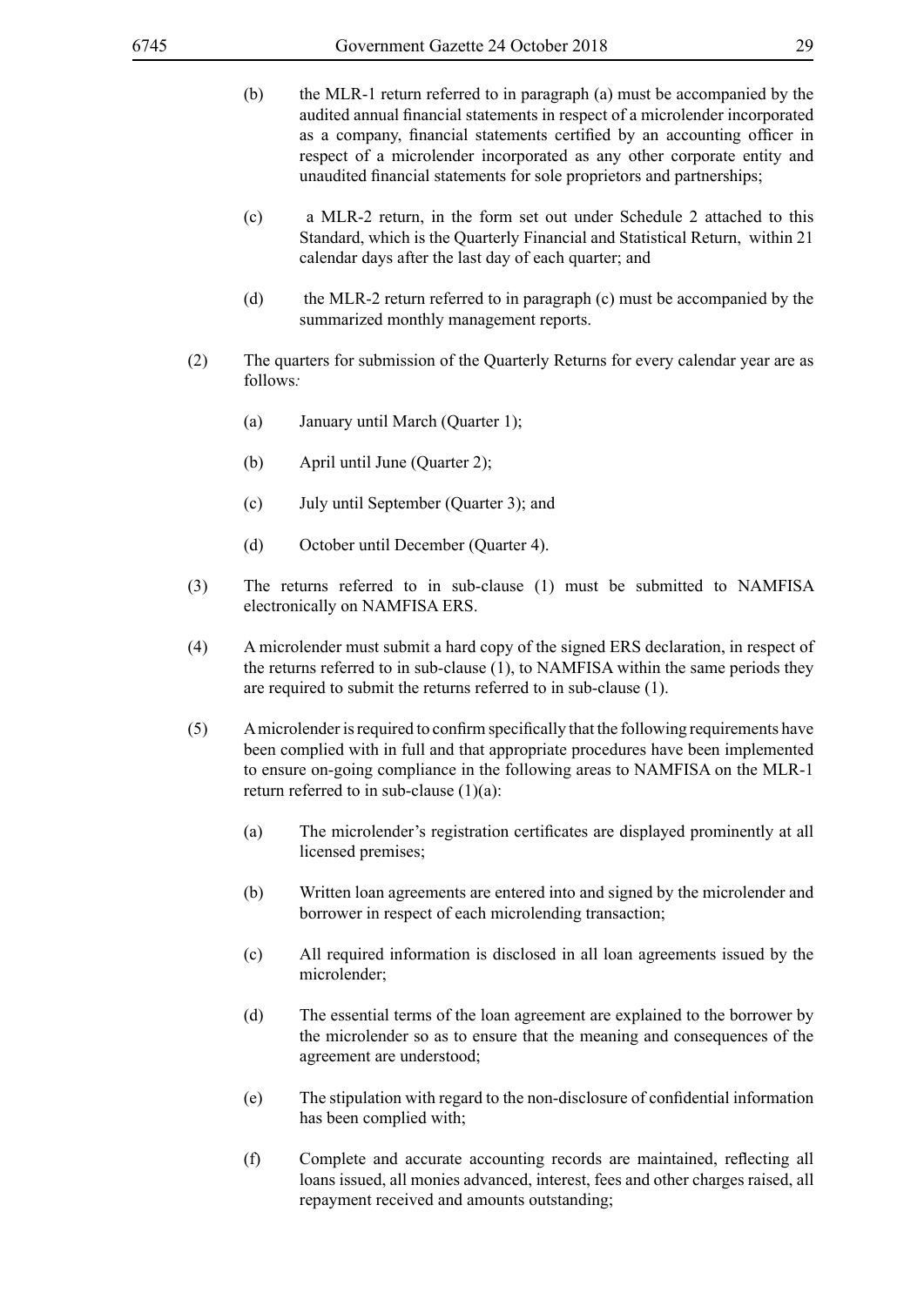(b) the MLR-1 return referred to in paragraph (a) must be accompanied by the audited annual financial statements in respect of a microlender incorporated as a company, financial statements certified by an accounting officer in respect of a microlender incorporated as any other corporate entity and unaudited financial statements for sole proprietors and partnerships;

(c) a MLR-2 return, in the form set out under Schedule 2 attached to this Standard, which is the Quarterly Financial and Statistical Return, within 21 calendar days after the last day of each quarter; and

(d) the MLR-2 return referred to in paragraph (c) must be accompanied by the summarized monthly management reports.

(2) The quarters for submission of the Quarterly Returns for every calendar year are as follows*:*

(a) January until March (Quarter 1);

(b) April until June (Quarter 2);

(c) July until September (Quarter 3); and

(d) October until December (Quarter 4).

(3) The returns referred to in sub-clause (1) must be submitted to NAMFISA electronically on NAMFISA ERS.

(4) A microlender must submit a hard copy of the signed ERS declaration, in respect of the returns referred to in sub-clause (1), to NAMFISA within the same periods they are required to submit the returns referred to in sub-clause (1).

(5) A microlender is required to confirm specifically that the following requirements have been complied with in full and that appropriate procedures have been implemented to ensure on-going compliance in the following areas to NAMFISA on the MLR-1 return referred to in sub-clause (1)(a):

(a) The microlender's registration certificates are displayed prominently at all licensed premises;

(b) Written loan agreements are entered into and signed by the microlender and borrower in respect of each microlending transaction;

(c) All required information is disclosed in all loan agreements issued by the microlender;

(d) The essential terms of the loan agreement are explained to the borrower by the microlender so as to ensure that the meaning and consequences of the agreement are understood;

(e) The stipulation with regard to the non-disclosure of confidential information has been complied with;

(f) Complete and accurate accounting records are maintained, reflecting all loans issued, all monies advanced, interest, fees and other charges raised, all repayment received and amounts outstanding;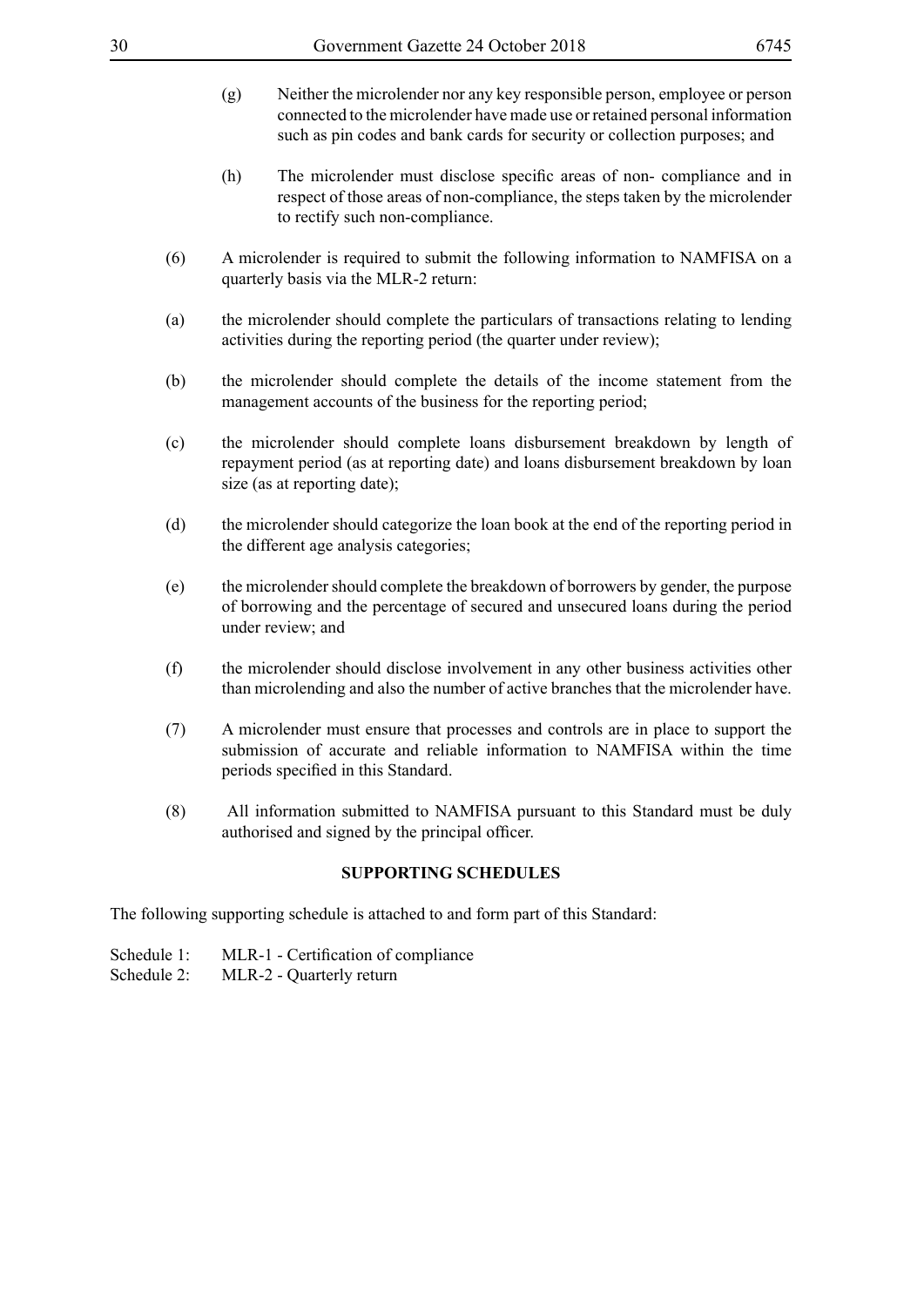(g) Neither the microlender nor any key responsible person, employee or person connected to the microlender have made use or retained personal information such as pin codes and bank cards for security or collection purposes; and

(h) The microlender must disclose specific areas of non- compliance and in respect of those areas of non-compliance, the steps taken by the microlender to rectify such non-compliance.

(6) A microlender is required to submit the following information to NAMFISA on a quarterly basis via the MLR-2 return:

(a) the microlender should complete the particulars of transactions relating to lending activities during the reporting period (the quarter under review);

(b) the microlender should complete the details of the income statement from the management accounts of the business for the reporting period;

(c) the microlender should complete loans disbursement breakdown by length of repayment period (as at reporting date) and loans disbursement breakdown by loan size (as at reporting date);

(d) the microlender should categorize the loan book at the end of the reporting period in the different age analysis categories;

(e) the microlender should complete the breakdown of borrowers by gender, the purpose of borrowing and the percentage of secured and unsecured loans during the period under review; and

(f) the microlender should disclose involvement in any other business activities other than microlending and also the number of active branches that the microlender have.

(7) A microlender must ensure that processes and controls are in place to support the submission of accurate and reliable information to NAMFISA within the time periods specified in this Standard.

(8) All information submitted to NAMFISA pursuant to this Standard must be duly authorised and signed by the principal officer.

**SUPPORTING SCHEDULES**

The following supporting schedule is attached to and form part of this Standard:

Schedule 1: MLR-1 - Certification of compliance
Schedule 2: MLR-2 - Quarterly return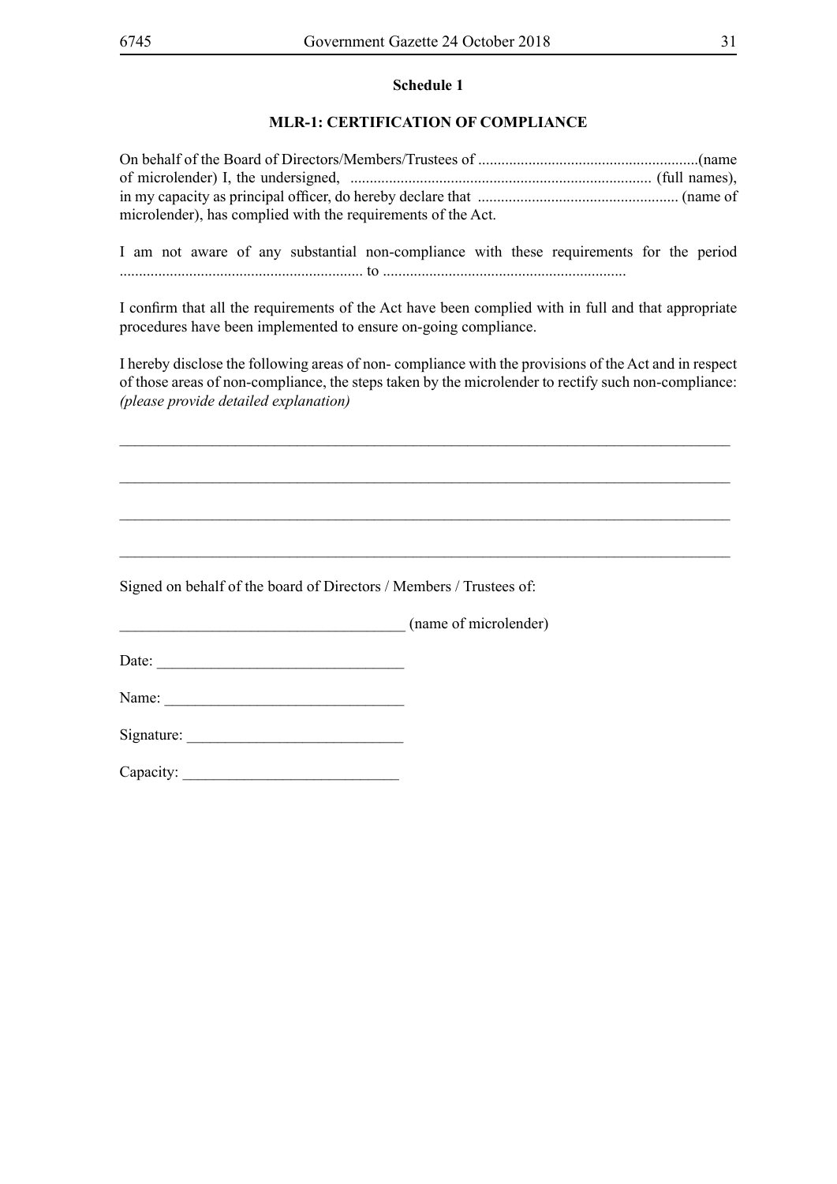**Schedule 1**

**MLR-1: CERTIFICATION OF COMPLIANCE**

On behalf of the Board of Directors/Members/Trustees of .........................................................(name of microlender) I, the undersigned, ............................................................................. (full names), in my capacity as principal officer, do hereby declare that .................................................... (name of microlender), has complied with the requirements of the Act.

I am not aware of any substantial non-compliance with these requirements for the period ............................................................... to ..............................................................

I confirm that all the requirements of the Act have been complied with in full and that appropriate procedures have been implemented to ensure on-going compliance.

I hereby disclose the following areas of non- compliance with the provisions of the Act and in respect of those areas of non-compliance, the steps taken by the microlender to rectify such non-compliance: *(please provide detailed explanation)*

_______________________________________________________________________________

_______________________________________________________________________________

_______________________________________________________________________________

_______________________________________________________________________________

Signed on behalf of the board of Directors / Members / Trustees of:

_____________________________________ (name of microlender)

Date: ________________________________

Name: _______________________________

Signature: ____________________________

Capacity: ____________________________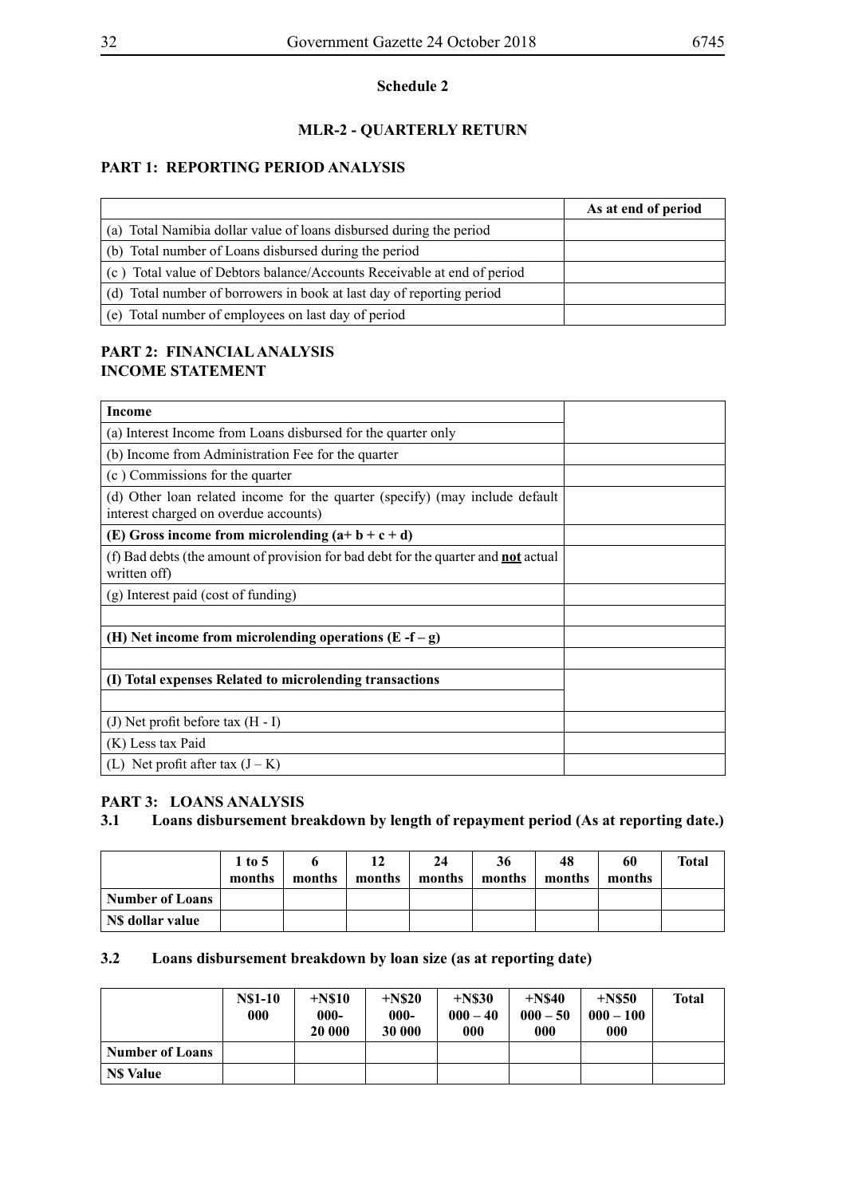**Schedule 2**

## MLR-2 - QUARTERLY RETURN

### PART 1: REPORTING PERIOD ANALYSIS

| | As at end of period |
|---|---|
| (a) Total Namibia dollar value of loans disbursed during the period | |
| (b) Total number of Loans disbursed during the period | |
| (c ) Total value of Debtors balance/Accounts Receivable at end of period | |
| (d) Total number of borrowers in book at last day of reporting period | |
| (e) Total number of employees on last day of period | |

### PART 2: FINANCIAL ANALYSIS
### INCOME STATEMENT

| **Income** | |
|---|---|
| (a) Interest Income from Loans disbursed for the quarter only | |
| (b) Income from Administration Fee for the quarter | |
| (c ) Commissions for the quarter | |
| (d) Other loan related income for the quarter (specify) (may include default interest charged on overdue accounts) | |
| **(E) Gross income from microlending (a+ b + c + d)** | |
| (f) Bad debts (the amount of provision for bad debt for the quarter and **not** actual written off) | |
| (g) Interest paid (cost of funding) | |
| | |
| **(H) Net income from microlending operations (E -f – g)** | |
| | |
| **(I) Total expenses Related to microlending transactions** | |
| | |
| (J) Net profit before tax (H - I) | |
| (K) Less tax Paid | |
| (L) Net profit after tax (J – K) | |

### PART 3: LOANS ANALYSIS

**3.1 Loans disbursement breakdown by length of repayment period (As at reporting date.)**

| | 1 to 5 months | 6 months | 12 months | 24 months | 36 months | 48 months | 60 months | Total |
|---|---|---|---|---|---|---|---|---|
| **Number of Loans** | | | | | | | | |
| **N$ dollar value** | | | | | | | | |

**3.2 Loans disbursement breakdown by loan size (as at reporting date)**

| | N$1-10 000 | +N$10 000-20 000 | +N$20 000-30 000 | +N$30 000 – 40 000 | +N$40 000 – 50 000 | +N$50 000 – 100 000 | Total |
|---|---|---|---|---|---|---|---|
| **Number of Loans** | | | | | | | |
| **N$ Value** | | | | | | | |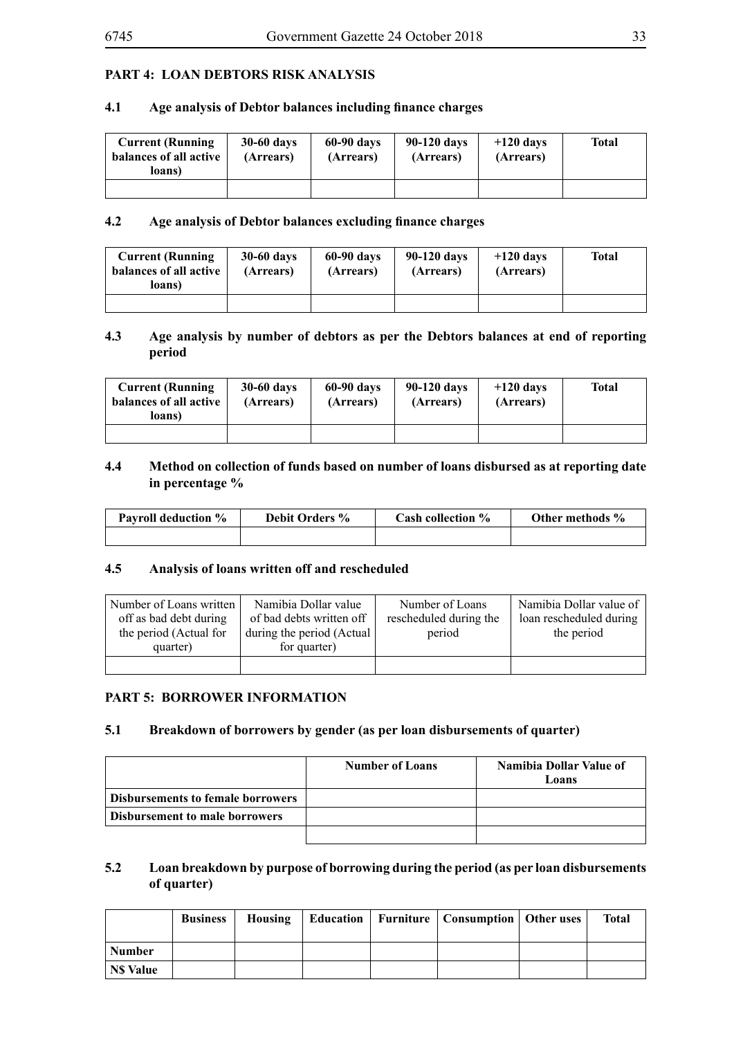## PART 4: LOAN DEBTORS RISK ANALYSIS

### 4.1 Age analysis of Debtor balances including finance charges

| Current (Running balances of all active loans) | 30-60 days (Arrears) | 60-90 days (Arrears) | 90-120 days (Arrears) | +120 days (Arrears) | Total |
|---|---|---|---|---|---|
| | | | | | |

### 4.2 Age analysis of Debtor balances excluding finance charges

| Current (Running balances of all active loans) | 30-60 days (Arrears) | 60-90 days (Arrears) | 90-120 days (Arrears) | +120 days (Arrears) | Total |
|---|---|---|---|---|---|
| | | | | | |

### 4.3 Age analysis by number of debtors as per the Debtors balances at end of reporting period

| Current (Running balances of all active loans) | 30-60 days (Arrears) | 60-90 days (Arrears) | 90-120 days (Arrears) | +120 days (Arrears) | Total |
|---|---|---|---|---|---|
| | | | | | |

### 4.4 Method on collection of funds based on number of loans disbursed as at reporting date in percentage %

| Payroll deduction % | Debit Orders % | Cash collection % | Other methods % |
|---|---|---|---|
| | | | |

### 4.5 Analysis of loans written off and rescheduled

| Number of Loans written off as bad debt during the period (Actual for quarter) | Namibia Dollar value of bad debts written off during the period (Actual for quarter) | Number of Loans rescheduled during the period | Namibia Dollar value of loan rescheduled during the period |
|---|---|---|---|
| | | | |

## PART 5: BORROWER INFORMATION

### 5.1 Breakdown of borrowers by gender (as per loan disbursements of quarter)

| | Number of Loans | Namibia Dollar Value of Loans |
|---|---|---|
| Disbursements to female borrowers | | |
| Disbursement to male borrowers | | |
| | | |

### 5.2 Loan breakdown by purpose of borrowing during the period (as per loan disbursements of quarter)

| | Business | Housing | Education | Furniture | Consumption | Other uses | Total |
|---|---|---|---|---|---|---|---|
| Number | | | | | | | |
| N$ Value | | | | | | | |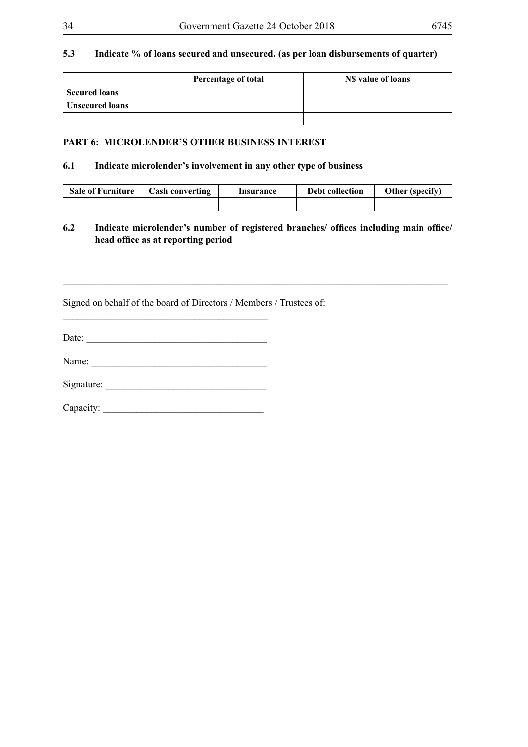**5.3 Indicate % of loans secured and unsecured. (as per loan disbursements of quarter)**

| | Percentage of total | N$ value of loans |
|---|---|---|
| **Secured loans** | | |
| **Unsecured loans** | | |
| | | |

**PART 6: MICROLENDER'S OTHER BUSINESS INTEREST**

**6.1 Indicate microlender's involvement in any other type of business**

| Sale of Furniture | Cash converting | Insurance | Debt collection | Other (specify) |
|---|---|---|---|---|
| | | | | |

**6.2 Indicate microlender's number of registered branches/ offices including main office/ head office as at reporting period**

| |
|---|
| |

______________________________________________________________________________

Signed on behalf of the board of Directors / Members / Trustees of:

__________________________________________

Date: ____________________________________

Name: ___________________________________

Signature: ________________________________

Capacity: ________________________________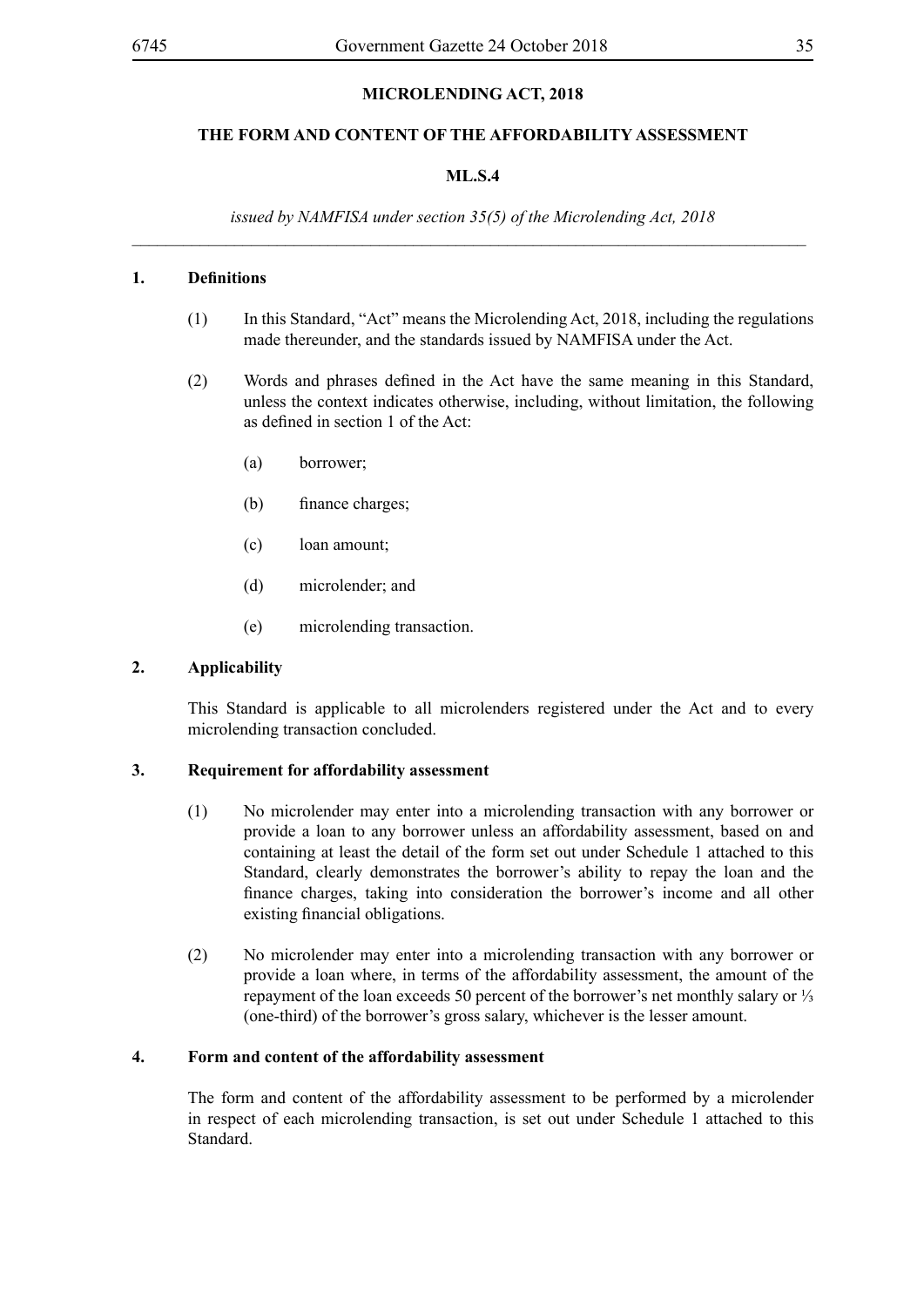**MICROLENDING ACT, 2018**

**THE FORM AND CONTENT OF THE AFFORDABILITY ASSESSMENT**

**ML.S.4**

*issued by NAMFISA under section 35(5) of the Microlending Act, 2018*

---

**1. Definitions**

(1) In this Standard, "Act" means the Microlending Act, 2018, including the regulations made thereunder, and the standards issued by NAMFISA under the Act.

(2) Words and phrases defined in the Act have the same meaning in this Standard, unless the context indicates otherwise, including, without limitation, the following as defined in section 1 of the Act:

(a) borrower;

(b) finance charges;

(c) loan amount;

(d) microlender; and

(e) microlending transaction.

**2. Applicability**

This Standard is applicable to all microlenders registered under the Act and to every microlending transaction concluded.

**3. Requirement for affordability assessment**

(1) No microlender may enter into a microlending transaction with any borrower or provide a loan to any borrower unless an affordability assessment, based on and containing at least the detail of the form set out under Schedule 1 attached to this Standard, clearly demonstrates the borrower's ability to repay the loan and the finance charges, taking into consideration the borrower's income and all other existing financial obligations.

(2) No microlender may enter into a microlending transaction with any borrower or provide a loan where, in terms of the affordability assessment, the amount of the repayment of the loan exceeds 50 percent of the borrower's net monthly salary or ⅓ (one-third) of the borrower's gross salary, whichever is the lesser amount.

**4. Form and content of the affordability assessment**

The form and content of the affordability assessment to be performed by a microlender in respect of each microlending transaction, is set out under Schedule 1 attached to this Standard.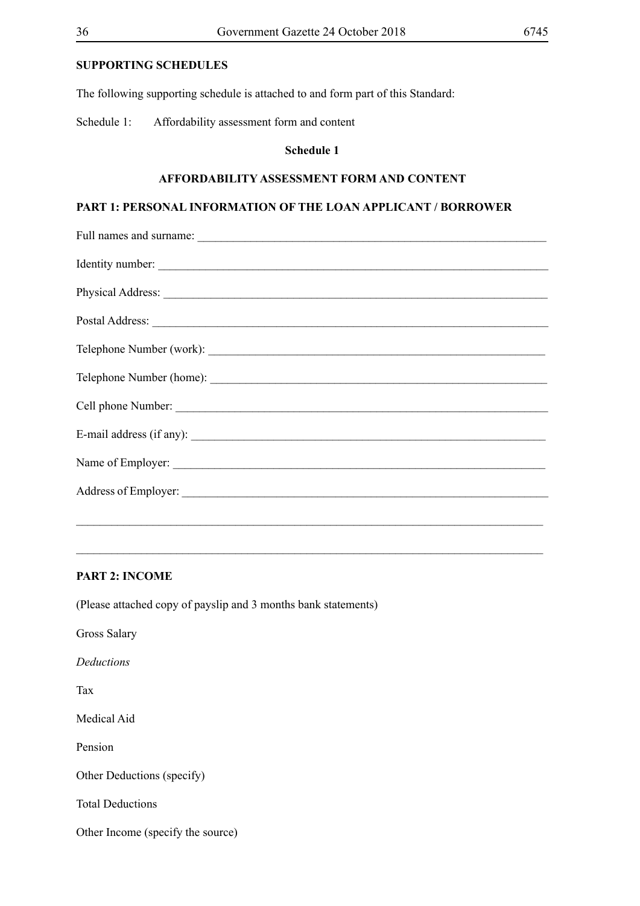**SUPPORTING SCHEDULES**

The following supporting schedule is attached to and form part of this Standard:

Schedule 1: Affordability assessment form and content

**Schedule 1**

**AFFORDABILITY ASSESSMENT FORM AND CONTENT**

**PART 1: PERSONAL INFORMATION OF THE LOAN APPLICANT / BORROWER**

Full names and surname: ______________________________________________________________

Identity number: ____________________________________________________________________

Physical Address: ___________________________________________________________________

Postal Address: _____________________________________________________________________

Telephone Number (work): ____________________________________________________________

Telephone Number (home): ____________________________________________________________

Cell phone Number: __________________________________________________________________

E-mail address (if any): _______________________________________________________________

Name of Employer: __________________________________________________________________

Address of Employer: ________________________________________________________________

_____________________________________________________________________________________

_____________________________________________________________________________________

**PART 2: INCOME**

(Please attached copy of payslip and 3 months bank statements)

Gross Salary

*Deductions*

Tax

Medical Aid

Pension

Other Deductions (specify)

Total Deductions

Other Income (specify the source)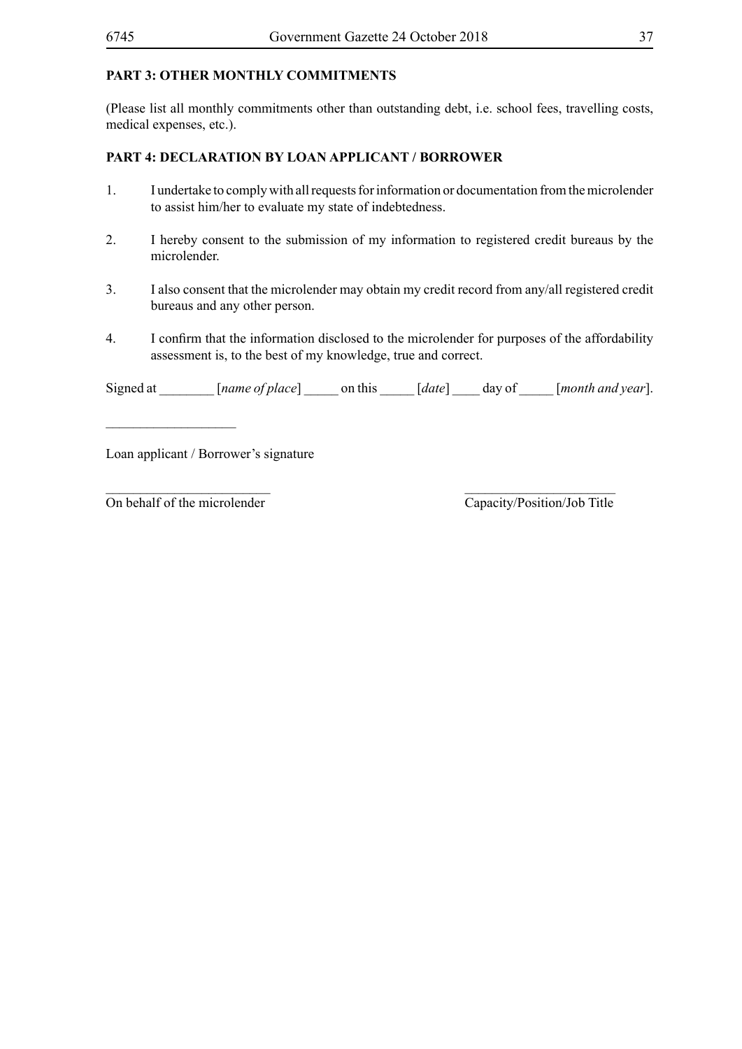**PART 3: OTHER MONTHLY COMMITMENTS**

(Please list all monthly commitments other than outstanding debt, i.e. school fees, travelling costs, medical expenses, etc.).

**PART 4: DECLARATION BY LOAN APPLICANT / BORROWER**

1. I undertake to comply with all requests for information or documentation from the microlender to assist him/her to evaluate my state of indebtedness.

2. I hereby consent to the submission of my information to registered credit bureaus by the microlender.

3. I also consent that the microlender may obtain my credit record from any/all registered credit bureaus and any other person.

4. I confirm that the information disclosed to the microlender for purposes of the affordability assessment is, to the best of my knowledge, true and correct.

Signed at ________ [*name of place*] _____ on this _____ [*date*] ____ day of _____ [*month and year*].

___________________

Loan applicant / Borrower's signature

________________________ ______________________

On behalf of the microlender Capacity/Position/Job Title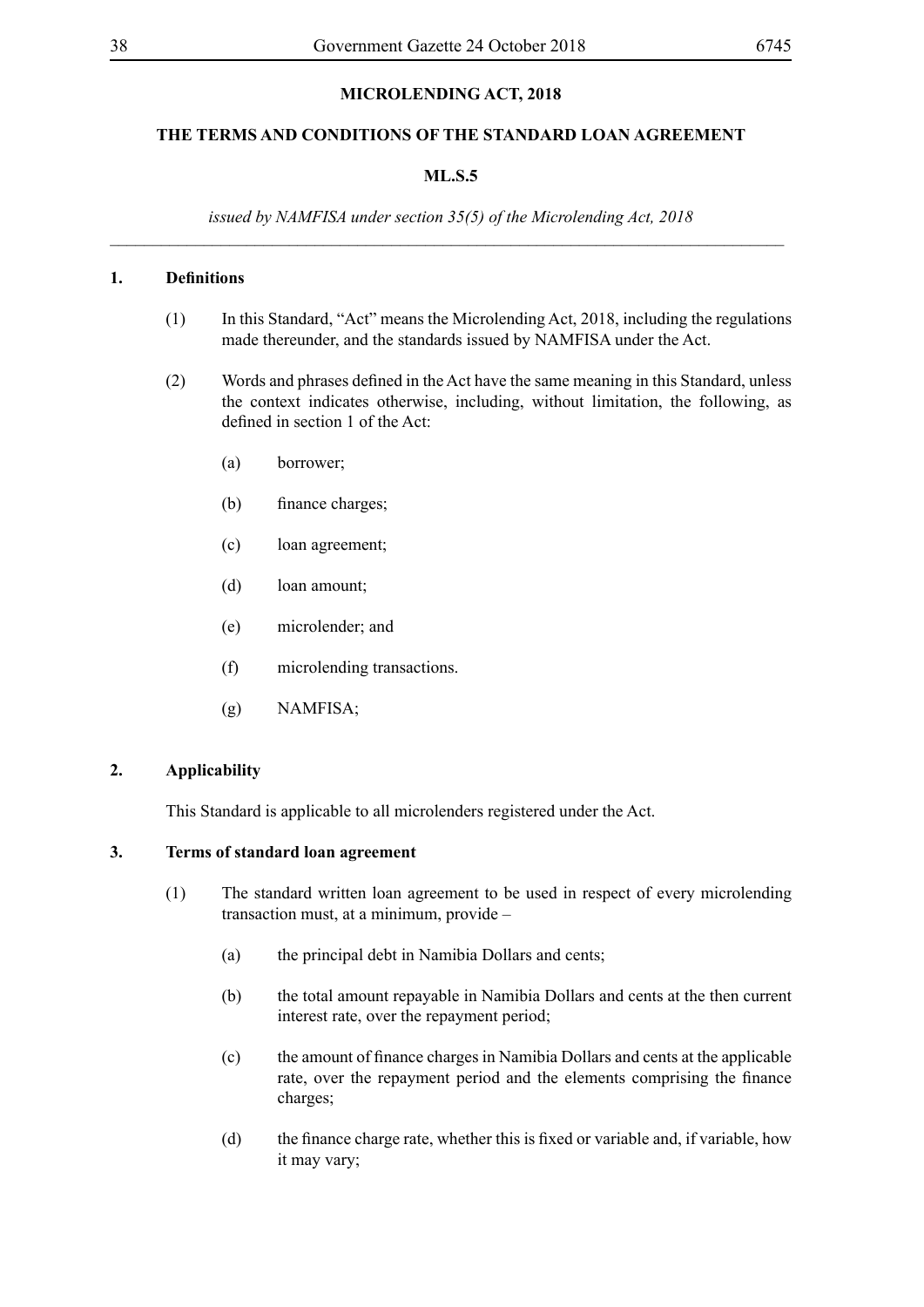**MICROLENDING ACT, 2018**

**THE TERMS AND CONDITIONS OF THE STANDARD LOAN AGREEMENT**

**ML.S.5**

*issued by NAMFISA under section 35(5) of the Microlending Act, 2018*

---

**1. Definitions**

(1) In this Standard, "Act" means the Microlending Act, 2018, including the regulations made thereunder, and the standards issued by NAMFISA under the Act.

(2) Words and phrases defined in the Act have the same meaning in this Standard, unless the context indicates otherwise, including, without limitation, the following, as defined in section 1 of the Act:

(a) borrower;

(b) finance charges;

(c) loan agreement;

(d) loan amount;

(e) microlender; and

(f) microlending transactions.

(g) NAMFISA;

**2. Applicability**

This Standard is applicable to all microlenders registered under the Act.

**3. Terms of standard loan agreement**

(1) The standard written loan agreement to be used in respect of every microlending transaction must, at a minimum, provide –

(a) the principal debt in Namibia Dollars and cents;

(b) the total amount repayable in Namibia Dollars and cents at the then current interest rate, over the repayment period;

(c) the amount of finance charges in Namibia Dollars and cents at the applicable rate, over the repayment period and the elements comprising the finance charges;

(d) the finance charge rate, whether this is fixed or variable and, if variable, how it may vary;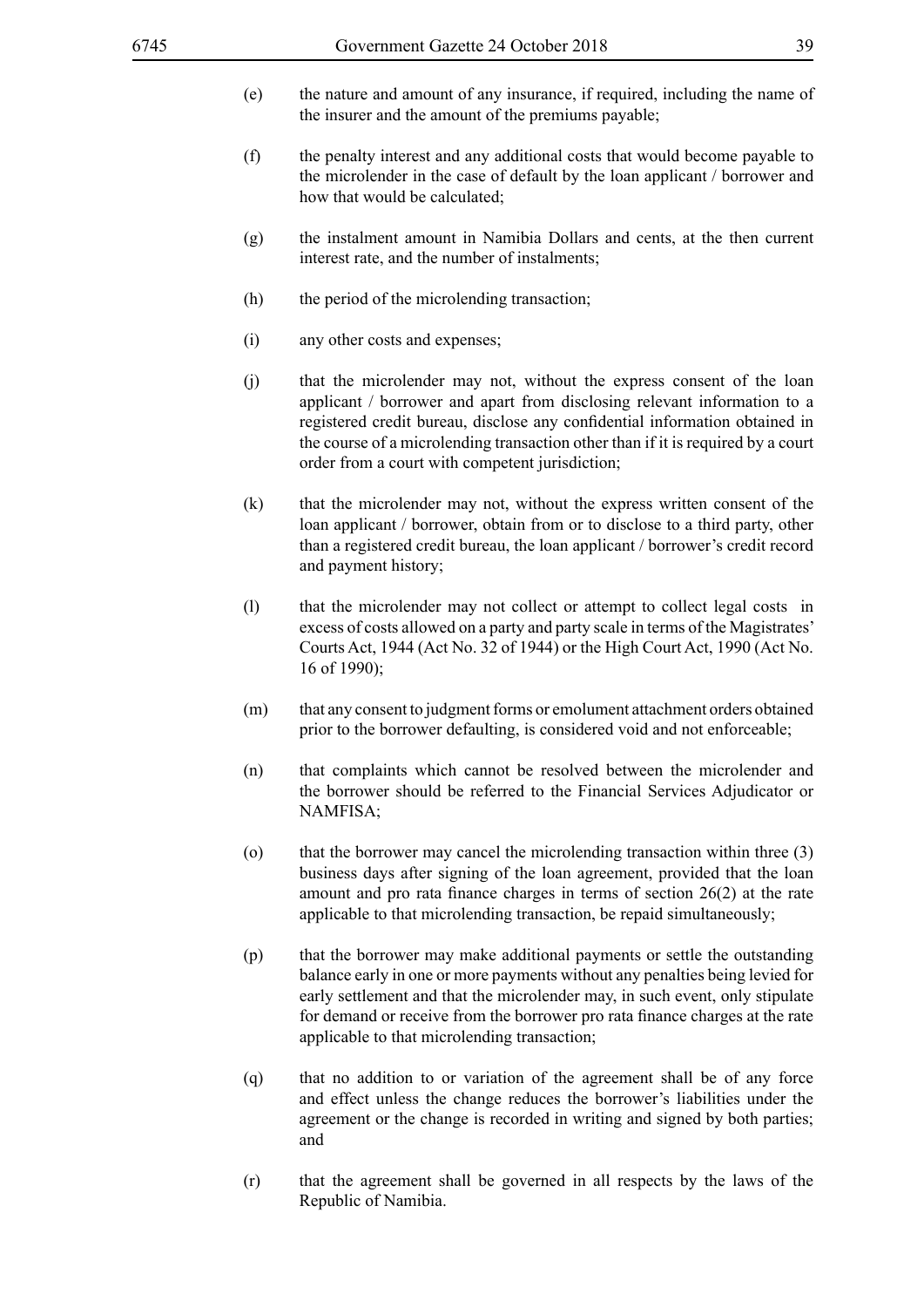(e) the nature and amount of any insurance, if required, including the name of the insurer and the amount of the premiums payable;

(f) the penalty interest and any additional costs that would become payable to the microlender in the case of default by the loan applicant / borrower and how that would be calculated;

(g) the instalment amount in Namibia Dollars and cents, at the then current interest rate, and the number of instalments;

(h) the period of the microlending transaction;

(i) any other costs and expenses;

(j) that the microlender may not, without the express consent of the loan applicant / borrower and apart from disclosing relevant information to a registered credit bureau, disclose any confidential information obtained in the course of a microlending transaction other than if it is required by a court order from a court with competent jurisdiction;

(k) that the microlender may not, without the express written consent of the loan applicant / borrower, obtain from or to disclose to a third party, other than a registered credit bureau, the loan applicant / borrower's credit record and payment history;

(l) that the microlender may not collect or attempt to collect legal costs in excess of costs allowed on a party and party scale in terms of the Magistrates' Courts Act, 1944 (Act No. 32 of 1944) or the High Court Act, 1990 (Act No. 16 of 1990);

(m) that any consent to judgment forms or emolument attachment orders obtained prior to the borrower defaulting, is considered void and not enforceable;

(n) that complaints which cannot be resolved between the microlender and the borrower should be referred to the Financial Services Adjudicator or NAMFISA;

(o) that the borrower may cancel the microlending transaction within three (3) business days after signing of the loan agreement, provided that the loan amount and pro rata finance charges in terms of section 26(2) at the rate applicable to that microlending transaction, be repaid simultaneously;

(p) that the borrower may make additional payments or settle the outstanding balance early in one or more payments without any penalties being levied for early settlement and that the microlender may, in such event, only stipulate for demand or receive from the borrower pro rata finance charges at the rate applicable to that microlending transaction;

(q) that no addition to or variation of the agreement shall be of any force and effect unless the change reduces the borrower's liabilities under the agreement or the change is recorded in writing and signed by both parties; and

(r) that the agreement shall be governed in all respects by the laws of the Republic of Namibia.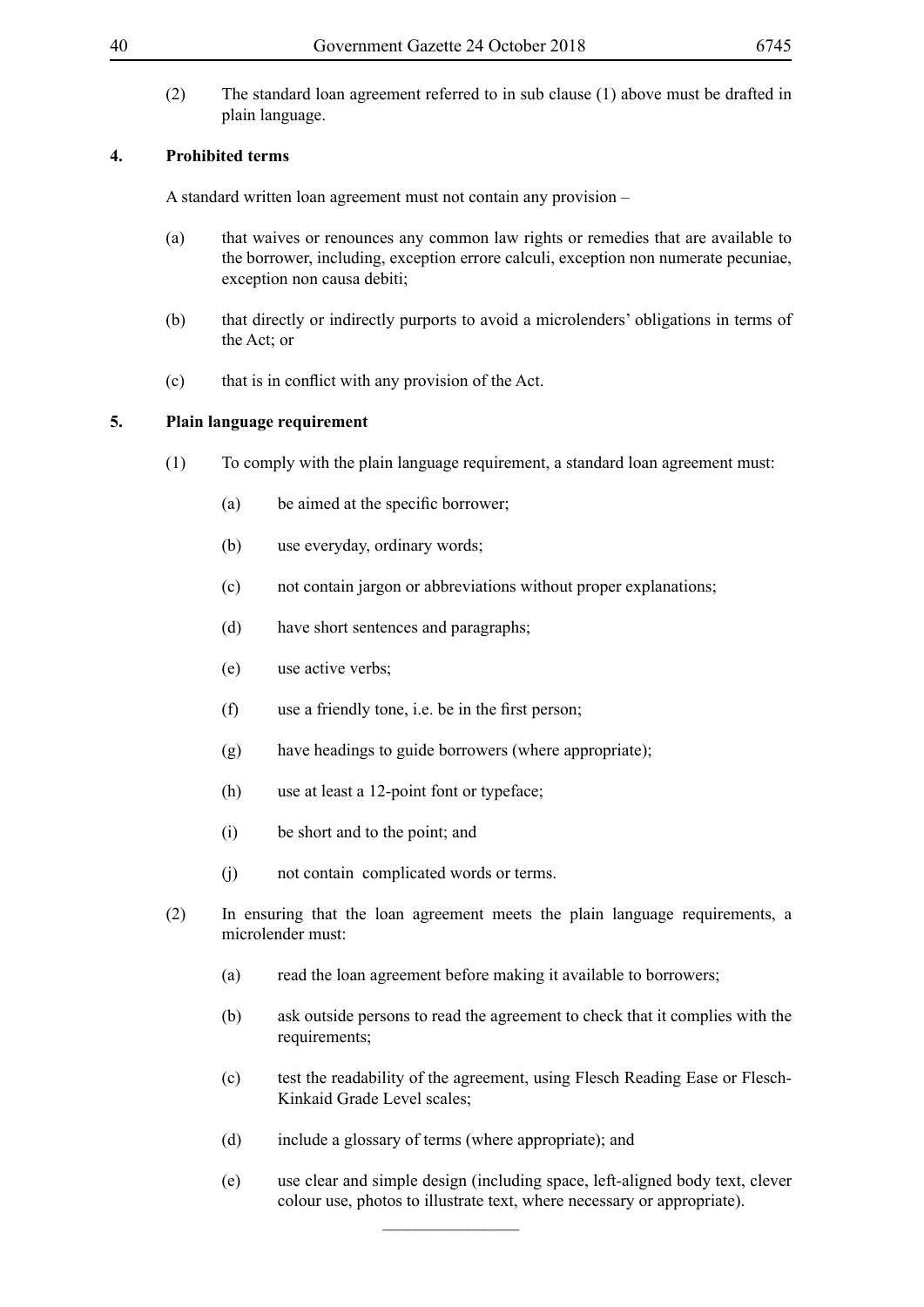(2) The standard loan agreement referred to in sub clause (1) above must be drafted in plain language.

**4. Prohibited terms**

A standard written loan agreement must not contain any provision –

(a) that waives or renounces any common law rights or remedies that are available to the borrower, including, exception errore calculi, exception non numerate pecuniae, exception non causa debiti;

(b) that directly or indirectly purports to avoid a microlenders' obligations in terms of the Act; or

(c) that is in conflict with any provision of the Act.

**5. Plain language requirement**

(1) To comply with the plain language requirement, a standard loan agreement must:

(a) be aimed at the specific borrower;

(b) use everyday, ordinary words;

(c) not contain jargon or abbreviations without proper explanations;

(d) have short sentences and paragraphs;

(e) use active verbs;

(f) use a friendly tone, i.e. be in the first person;

(g) have headings to guide borrowers (where appropriate);

(h) use at least a 12-point font or typeface;

(i) be short and to the point; and

(j) not contain complicated words or terms.

(2) In ensuring that the loan agreement meets the plain language requirements, a microlender must:

(a) read the loan agreement before making it available to borrowers;

(b) ask outside persons to read the agreement to check that it complies with the requirements;

(c) test the readability of the agreement, using Flesch Reading Ease or Flesch-Kinkaid Grade Level scales;

(d) include a glossary of terms (where appropriate); and

(e) use clear and simple design (including space, left-aligned body text, clever colour use, photos to illustrate text, where necessary or appropriate).

________________